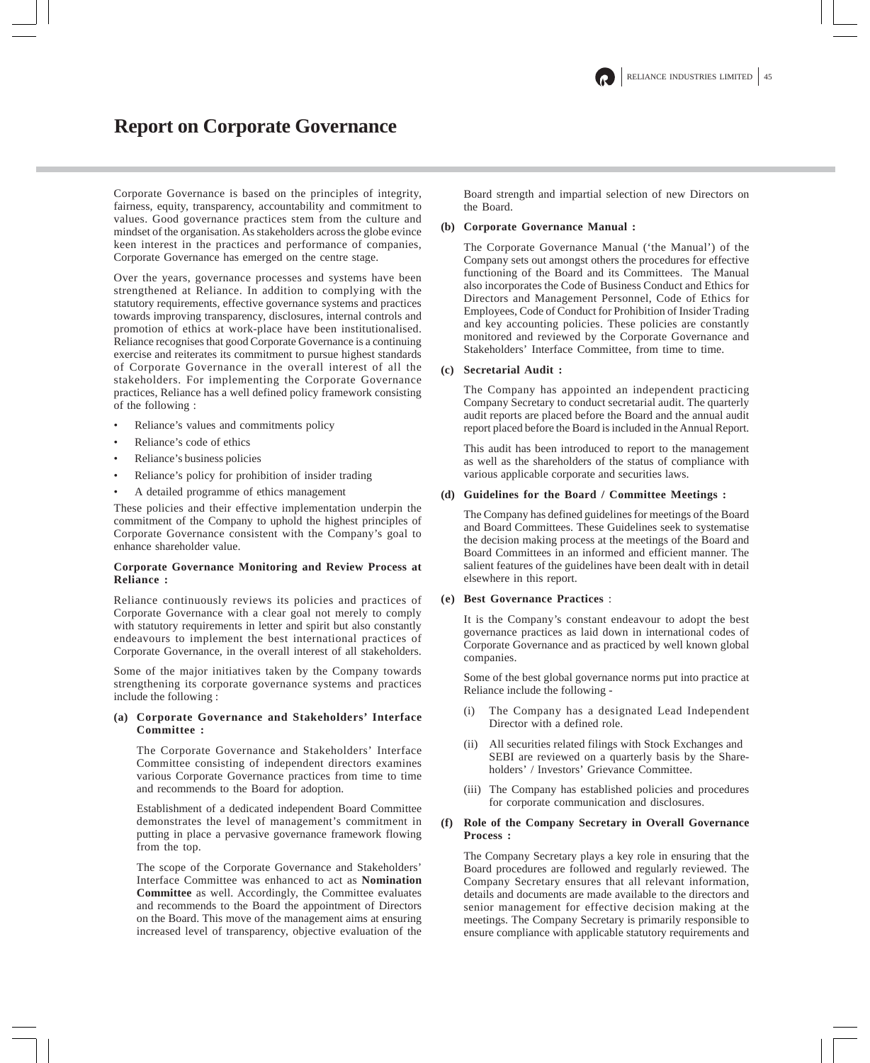# Report on Corporate Governance

Corporate Governance is based on the principles of integrity, fairness, equity, transparency, accountability and commitment to values. Good governance practices stem from the culture and mindset of the organisation. As stakeholders across the globe evince keen interest in the practices and performance of companies, Corporate Governance has emerged on the centre stage.

Over the years, governance processes and systems have been strengthened at Reliance. In addition to complying with the statutory requirements, effective governance systems and practices towards improving transparency, disclosures, internal controls and promotion of ethics at work-place have been institutionalised. Reliance recognises that good Corporate Governance is a continuing exercise and reiterates its commitment to pursue highest standards of Corporate Governance in the overall interest of all the stakeholders. For implementing the Corporate Governance practices, Reliance has a well defined policy framework consisting of the following :

- Reliance's values and commitments policy
- Reliance's code of ethics
- Reliance's business policies
- Reliance's policy for prohibition of insider trading
- A detailed programme of ethics management

These policies and their effective implementation underpin the commitment of the Company to uphold the highest principles of Corporate Governance consistent with the Company's goal to enhance shareholder value.

**Corporate Governance Monitoring and Review Process at Reliance :**

Reliance continuously reviews its policies and practices of Corporate Governance with a clear goal not merely to comply with statutory requirements in letter and spirit but also constantly endeavours to implement the best international practices of Corporate Governance, in the overall interest of all stakeholders.

Some of the major initiatives taken by the Company towards strengthening its corporate governance systems and practices include the following :

**(a) Corporate Governance and Stakeholders' Interface Committee :**

The Corporate Governance and Stakeholders' Interface Committee consisting of independent directors examines various Corporate Governance practices from time to time and recommends to the Board for adoption.

Establishment of a dedicated independent Board Committee demonstrates the level of management's commitment in putting in place a pervasive governance framework flowing from the top.

The scope of the Corporate Governance and Stakeholders' Interface Committee was enhanced to act as **Nomination Committee** as well. Accordingly, the Committee evaluates and recommends to the Board the appointment of Directors on the Board. This move of the management aims at ensuring increased level of transparency, objective evaluation of the Board strength and impartial selection of new Directors on the Board.

**(b) Corporate Governance Manual :**

The Corporate Governance Manual ('the Manual') of the Company sets out amongst others the procedures for effective functioning of the Board and its Committees. The Manual also incorporates the Code of Business Conduct and Ethics for Directors and Management Personnel, Code of Ethics for Employees, Code of Conduct for Prohibition of Insider Trading and key accounting policies. These policies are constantly monitored and reviewed by the Corporate Governance and Stakeholders' Interface Committee, from time to time.

**(c) Secretarial Audit :**

The Company has appointed an independent practicing Company Secretary to conduct secretarial audit. The quarterly audit reports are placed before the Board and the annual audit report placed before the Board is included in the Annual Report.

This audit has been introduced to report to the management as well as the shareholders of the status of compliance with various applicable corporate and securities laws.

**(d) Guidelines for the Board / Committee Meetings :**

The Company has defined guidelines for meetings of the Board and Board Committees. These Guidelines seek to systematise the decision making process at the meetings of the Board and Board Committees in an informed and efficient manner. The salient features of the guidelines have been dealt with in detail elsewhere in this report.

**(e) Best Governance Practices** :

It is the Company's constant endeavour to adopt the best governance practices as laid down in international codes of Corporate Governance and as practiced by well known global companies.

Some of the best global governance norms put into practice at Reliance include the following -

(i) The Company has a designated Lead Independent Director with a defined role.

(ii) All securities related filings with Stock Exchanges and SEBI are reviewed on a quarterly basis by the Shareholders' / Investors' Grievance Committee.

(iii) The Company has established policies and procedures for corporate communication and disclosures.

**(f) Role of the Company Secretary in Overall Governance Process :**

The Company Secretary plays a key role in ensuring that the Board procedures are followed and regularly reviewed. The Company Secretary ensures that all relevant information, details and documents are made available to the directors and senior management for effective decision making at the meetings. The Company Secretary is primarily responsible to ensure compliance with applicable statutory requirements and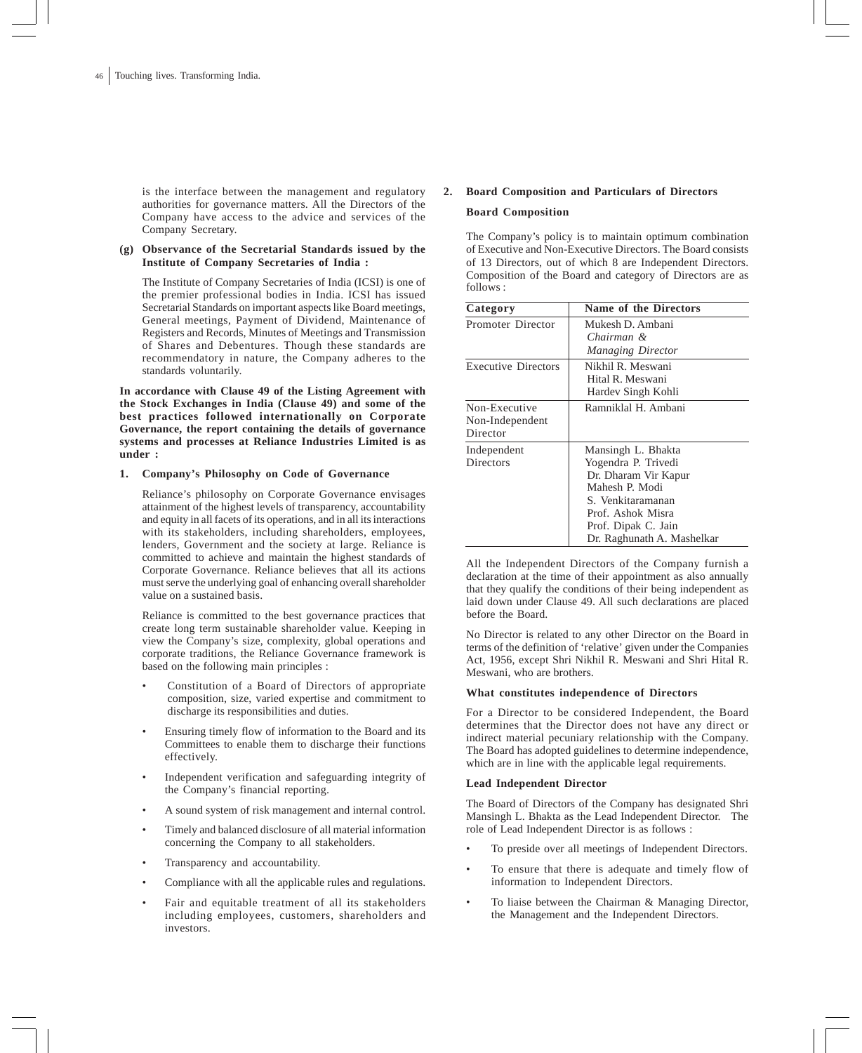is the interface between the management and regulatory authorities for governance matters. All the Directors of the Company have access to the advice and services of the Company Secretary.

**(g) Observance of the Secretarial Standards issued by the Institute of Company Secretaries of India :**

The Institute of Company Secretaries of India (ICSI) is one of the premier professional bodies in India. ICSI has issued Secretarial Standards on important aspects like Board meetings, General meetings, Payment of Dividend, Maintenance of Registers and Records, Minutes of Meetings and Transmission of Shares and Debentures. Though these standards are recommendatory in nature, the Company adheres to the standards voluntarily.

**In accordance with Clause 49 of the Listing Agreement with the Stock Exchanges in India (Clause 49) and some of the best practices followed internationally on Corporate Governance, the report containing the details of governance systems and processes at Reliance Industries Limited is as under :**

## 1. Company's Philosophy on Code of Governance

Reliance's philosophy on Corporate Governance envisages attainment of the highest levels of transparency, accountability and equity in all facets of its operations, and in all its interactions with its stakeholders, including shareholders, employees, lenders, Government and the society at large. Reliance is committed to achieve and maintain the highest standards of Corporate Governance. Reliance believes that all its actions must serve the underlying goal of enhancing overall shareholder value on a sustained basis.

Reliance is committed to the best governance practices that create long term sustainable shareholder value. Keeping in view the Company's size, complexity, global operations and corporate traditions, the Reliance Governance framework is based on the following main principles :

- Constitution of a Board of Directors of appropriate composition, size, varied expertise and commitment to discharge its responsibilities and duties.
- Ensuring timely flow of information to the Board and its Committees to enable them to discharge their functions effectively.
- Independent verification and safeguarding integrity of the Company's financial reporting.
- A sound system of risk management and internal control.
- Timely and balanced disclosure of all material information concerning the Company to all stakeholders.
- Transparency and accountability.
- Compliance with all the applicable rules and regulations.
- Fair and equitable treatment of all its stakeholders including employees, customers, shareholders and investors.

## 2. Board Composition and Particulars of Directors

### Board Composition

The Company's policy is to maintain optimum combination of Executive and Non-Executive Directors. The Board consists of 13 Directors, out of which 8 are Independent Directors. Composition of the Board and category of Directors are as follows :

| Category | Name of the Directors |
|---|---|
| Promoter Director | Mukesh D. Ambani<br>*Chairman &*<br>*Managing Director* |
| Executive Directors | Nikhil R. Meswani<br>Hital R. Meswani<br>Hardev Singh Kohli |
| Non-Executive Non-Independent Director | Ramniklal H. Ambani |
| Independent Directors | Mansingh L. Bhakta<br>Yogendra P. Trivedi<br>Dr. Dharam Vir Kapur<br>Mahesh P. Modi<br>S. Venkitaramanan<br>Prof. Ashok Misra<br>Prof. Dipak C. Jain<br>Dr. Raghunath A. Mashelkar |

All the Independent Directors of the Company furnish a declaration at the time of their appointment as also annually that they qualify the conditions of their being independent as laid down under Clause 49. All such declarations are placed before the Board.

No Director is related to any other Director on the Board in terms of the definition of 'relative' given under the Companies Act, 1956, except Shri Nikhil R. Meswani and Shri Hital R. Meswani, who are brothers.

### What constitutes independence of Directors

For a Director to be considered Independent, the Board determines that the Director does not have any direct or indirect material pecuniary relationship with the Company. The Board has adopted guidelines to determine independence, which are in line with the applicable legal requirements.

### Lead Independent Director

The Board of Directors of the Company has designated Shri Mansingh L. Bhakta as the Lead Independent Director. The role of Lead Independent Director is as follows :

- To preside over all meetings of Independent Directors.
- To ensure that there is adequate and timely flow of information to Independent Directors.
- To liaise between the Chairman & Managing Director, the Management and the Independent Directors.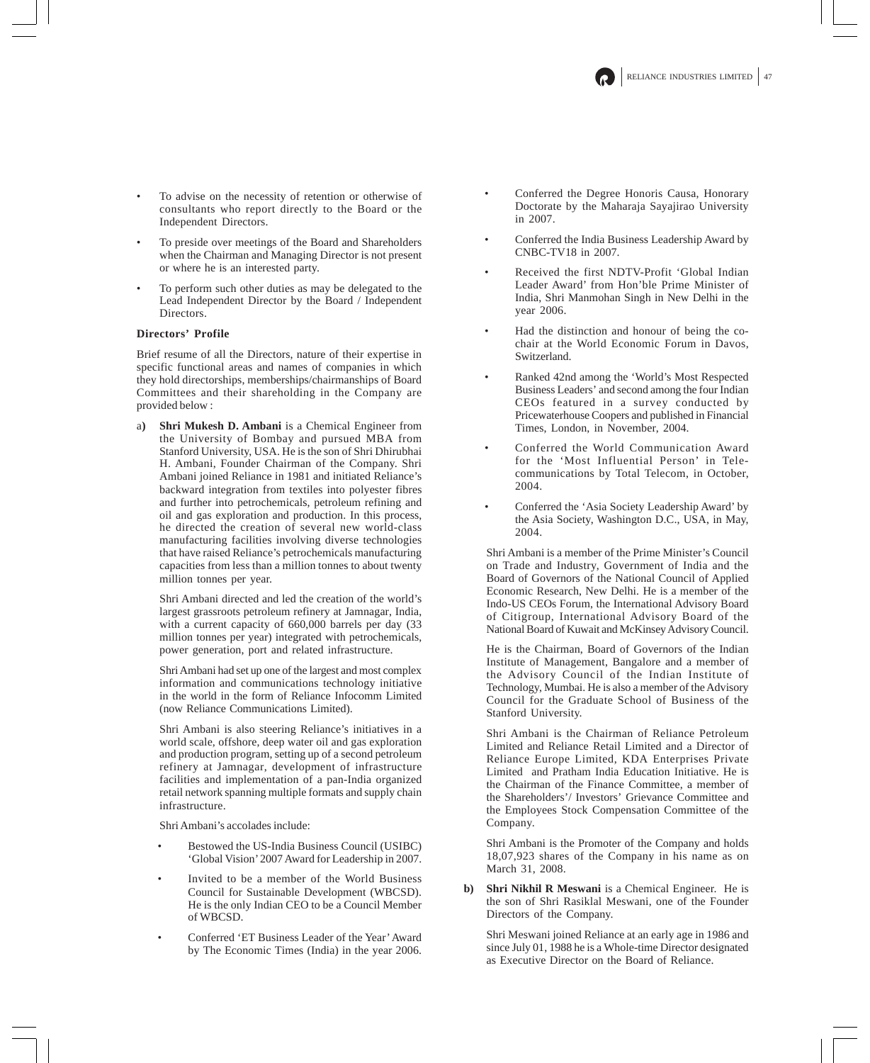- To advise on the necessity of retention or otherwise of consultants who report directly to the Board or the Independent Directors.
- To preside over meetings of the Board and Shareholders when the Chairman and Managing Director is not present or where he is an interested party.
- To perform such other duties as may be delegated to the Lead Independent Director by the Board / Independent Directors.

**Directors' Profile**

Brief resume of all the Directors, nature of their expertise in specific functional areas and names of companies in which they hold directorships, memberships/chairmanships of Board Committees and their shareholding in the Company are provided below :

a) **Shri Mukesh D. Ambani** is a Chemical Engineer from the University of Bombay and pursued MBA from Stanford University, USA. He is the son of Shri Dhirubhai H. Ambani, Founder Chairman of the Company. Shri Ambani joined Reliance in 1981 and initiated Reliance's backward integration from textiles into polyester fibres and further into petrochemicals, petroleum refining and oil and gas exploration and production. In this process, he directed the creation of several new world-class manufacturing facilities involving diverse technologies that have raised Reliance's petrochemicals manufacturing capacities from less than a million tonnes to about twenty million tonnes per year.

   Shri Ambani directed and led the creation of the world's largest grassroots petroleum refinery at Jamnagar, India, with a current capacity of 660,000 barrels per day (33 million tonnes per year) integrated with petrochemicals, power generation, port and related infrastructure.

   Shri Ambani had set up one of the largest and most complex information and communications technology initiative in the world in the form of Reliance Infocomm Limited (now Reliance Communications Limited).

   Shri Ambani is also steering Reliance's initiatives in a world scale, offshore, deep water oil and gas exploration and production program, setting up of a second petroleum refinery at Jamnagar, development of infrastructure facilities and implementation of a pan-India organized retail network spanning multiple formats and supply chain infrastructure.

   Shri Ambani's accolades include:

   - Bestowed the US-India Business Council (USIBC) 'Global Vision' 2007 Award for Leadership in 2007.
   - Invited to be a member of the World Business Council for Sustainable Development (WBCSD). He is the only Indian CEO to be a Council Member of WBCSD.
   - Conferred 'ET Business Leader of the Year' Award by The Economic Times (India) in the year 2006.
   - Conferred the Degree Honoris Causa, Honorary Doctorate by the Maharaja Sayajirao University in 2007.
   - Conferred the India Business Leadership Award by CNBC-TV18 in 2007.
   - Received the first NDTV-Profit 'Global Indian Leader Award' from Hon'ble Prime Minister of India, Shri Manmohan Singh in New Delhi in the year 2006.
   - Had the distinction and honour of being the co-chair at the World Economic Forum in Davos, Switzerland.
   - Ranked 42nd among the 'World's Most Respected Business Leaders' and second among the four Indian CEOs featured in a survey conducted by Pricewaterhouse Coopers and published in Financial Times, London, in November, 2004.
   - Conferred the World Communication Award for the 'Most Influential Person' in Telecommunications by Total Telecom, in October, 2004.
   - Conferred the 'Asia Society Leadership Award' by the Asia Society, Washington D.C., USA, in May, 2004.

   Shri Ambani is a member of the Prime Minister's Council on Trade and Industry, Government of India and the Board of Governors of the National Council of Applied Economic Research, New Delhi. He is a member of the Indo-US CEOs Forum, the International Advisory Board of Citigroup, International Advisory Board of the National Board of Kuwait and McKinsey Advisory Council.

   He is the Chairman, Board of Governors of the Indian Institute of Management, Bangalore and a member of the Advisory Council of the Indian Institute of Technology, Mumbai. He is also a member of the Advisory Council for the Graduate School of Business of the Stanford University.

   Shri Ambani is the Chairman of Reliance Petroleum Limited and Reliance Retail Limited and a Director of Reliance Europe Limited, KDA Enterprises Private Limited and Pratham India Education Initiative. He is the Chairman of the Finance Committee, a member of the Shareholders'/ Investors' Grievance Committee and the Employees Stock Compensation Committee of the Company.

   Shri Ambani is the Promoter of the Company and holds 18,07,923 shares of the Company in his name as on March 31, 2008.

b) **Shri Nikhil R Meswani** is a Chemical Engineer. He is the son of Shri Rasiklal Meswani, one of the Founder Directors of the Company.

   Shri Meswani joined Reliance at an early age in 1986 and since July 01, 1988 he is a Whole-time Director designated as Executive Director on the Board of Reliance.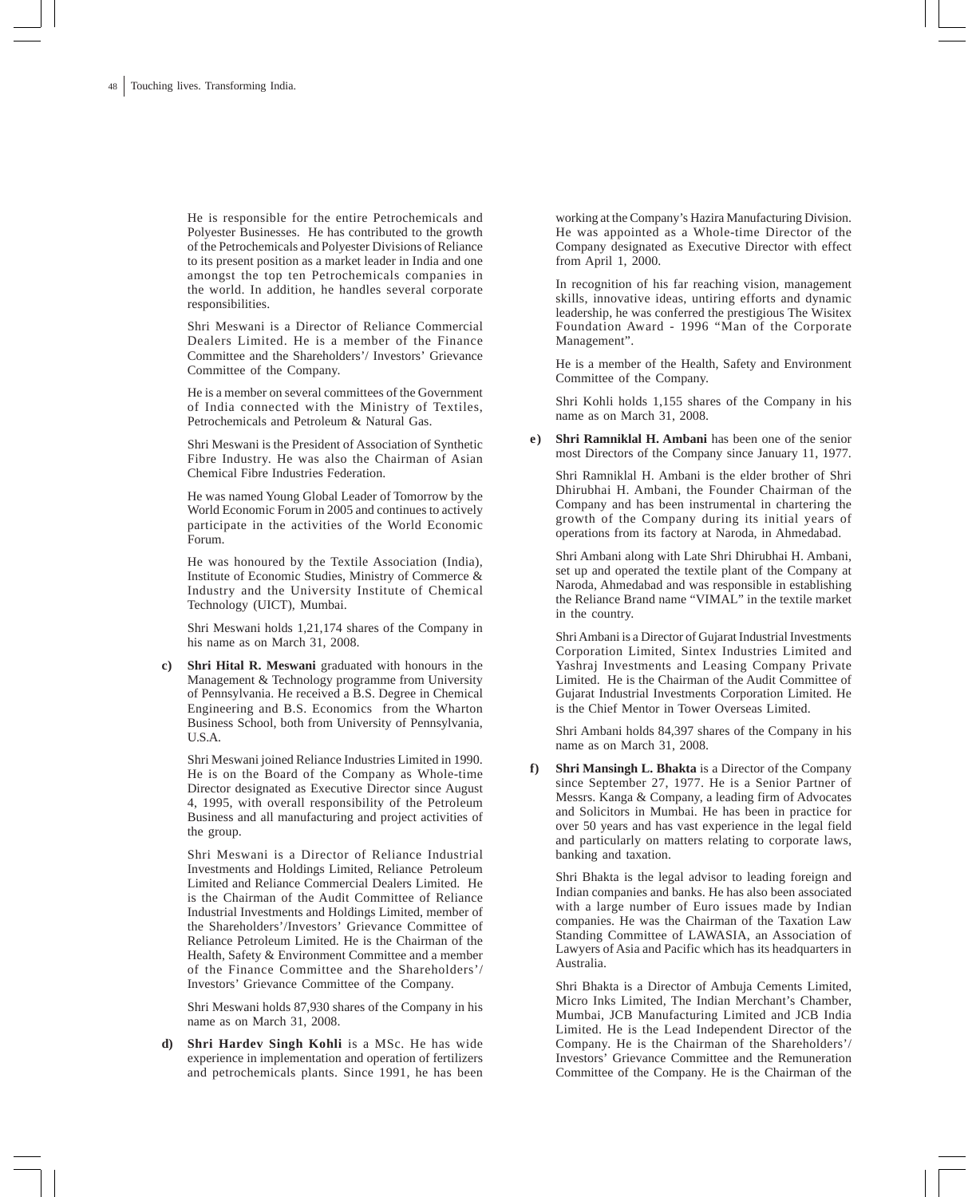He is responsible for the entire Petrochemicals and Polyester Businesses. He has contributed to the growth of the Petrochemicals and Polyester Divisions of Reliance to its present position as a market leader in India and one amongst the top ten Petrochemicals companies in the world. In addition, he handles several corporate responsibilities.

Shri Meswani is a Director of Reliance Commercial Dealers Limited. He is a member of the Finance Committee and the Shareholders'/ Investors' Grievance Committee of the Company.

He is a member on several committees of the Government of India connected with the Ministry of Textiles, Petrochemicals and Petroleum & Natural Gas.

Shri Meswani is the President of Association of Synthetic Fibre Industry. He was also the Chairman of Asian Chemical Fibre Industries Federation.

He was named Young Global Leader of Tomorrow by the World Economic Forum in 2005 and continues to actively participate in the activities of the World Economic Forum.

He was honoured by the Textile Association (India), Institute of Economic Studies, Ministry of Commerce & Industry and the University Institute of Chemical Technology (UICT), Mumbai.

Shri Meswani holds 1,21,174 shares of the Company in his name as on March 31, 2008.

c) **Shri Hital R. Meswani** graduated with honours in the Management & Technology programme from University of Pennsylvania. He received a B.S. Degree in Chemical Engineering and B.S. Economics from the Wharton Business School, both from University of Pennsylvania, U.S.A.

Shri Meswani joined Reliance Industries Limited in 1990. He is on the Board of the Company as Whole-time Director designated as Executive Director since August 4, 1995, with overall responsibility of the Petroleum Business and all manufacturing and project activities of the group.

Shri Meswani is a Director of Reliance Industrial Investments and Holdings Limited, Reliance Petroleum Limited and Reliance Commercial Dealers Limited. He is the Chairman of the Audit Committee of Reliance Industrial Investments and Holdings Limited, member of the Shareholders'/Investors' Grievance Committee of Reliance Petroleum Limited. He is the Chairman of the Health, Safety & Environment Committee and a member of the Finance Committee and the Shareholders'/ Investors' Grievance Committee of the Company.

Shri Meswani holds 87,930 shares of the Company in his name as on March 31, 2008.

d) **Shri Hardev Singh Kohli** is a MSc. He has wide experience in implementation and operation of fertilizers and petrochemicals plants. Since 1991, he has been working at the Company's Hazira Manufacturing Division. He was appointed as a Whole-time Director of the Company designated as Executive Director with effect from April 1, 2000.

In recognition of his far reaching vision, management skills, innovative ideas, untiring efforts and dynamic leadership, he was conferred the prestigious The Wisitex Foundation Award - 1996 "Man of the Corporate Management".

He is a member of the Health, Safety and Environment Committee of the Company.

Shri Kohli holds 1,155 shares of the Company in his name as on March 31, 2008.

e) **Shri Ramniklal H. Ambani** has been one of the senior most Directors of the Company since January 11, 1977.

Shri Ramniklal H. Ambani is the elder brother of Shri Dhirubhai H. Ambani, the Founder Chairman of the Company and has been instrumental in chartering the growth of the Company during its initial years of operations from its factory at Naroda, in Ahmedabad.

Shri Ambani along with Late Shri Dhirubhai H. Ambani, set up and operated the textile plant of the Company at Naroda, Ahmedabad and was responsible in establishing the Reliance Brand name "VIMAL" in the textile market in the country.

Shri Ambani is a Director of Gujarat Industrial Investments Corporation Limited, Sintex Industries Limited and Yashraj Investments and Leasing Company Private Limited. He is the Chairman of the Audit Committee of Gujarat Industrial Investments Corporation Limited. He is the Chief Mentor in Tower Overseas Limited.

Shri Ambani holds 84,397 shares of the Company in his name as on March 31, 2008.

f) **Shri Mansingh L. Bhakta** is a Director of the Company since September 27, 1977. He is a Senior Partner of Messrs. Kanga & Company, a leading firm of Advocates and Solicitors in Mumbai. He has been in practice for over 50 years and has vast experience in the legal field and particularly on matters relating to corporate laws, banking and taxation.

Shri Bhakta is the legal advisor to leading foreign and Indian companies and banks. He has also been associated with a large number of Euro issues made by Indian companies. He was the Chairman of the Taxation Law Standing Committee of LAWASIA, an Association of Lawyers of Asia and Pacific which has its headquarters in Australia.

Shri Bhakta is a Director of Ambuja Cements Limited, Micro Inks Limited, The Indian Merchant's Chamber, Mumbai, JCB Manufacturing Limited and JCB India Limited. He is the Lead Independent Director of the Company. He is the Chairman of the Shareholders'/ Investors' Grievance Committee and the Remuneration Committee of the Company. He is the Chairman of the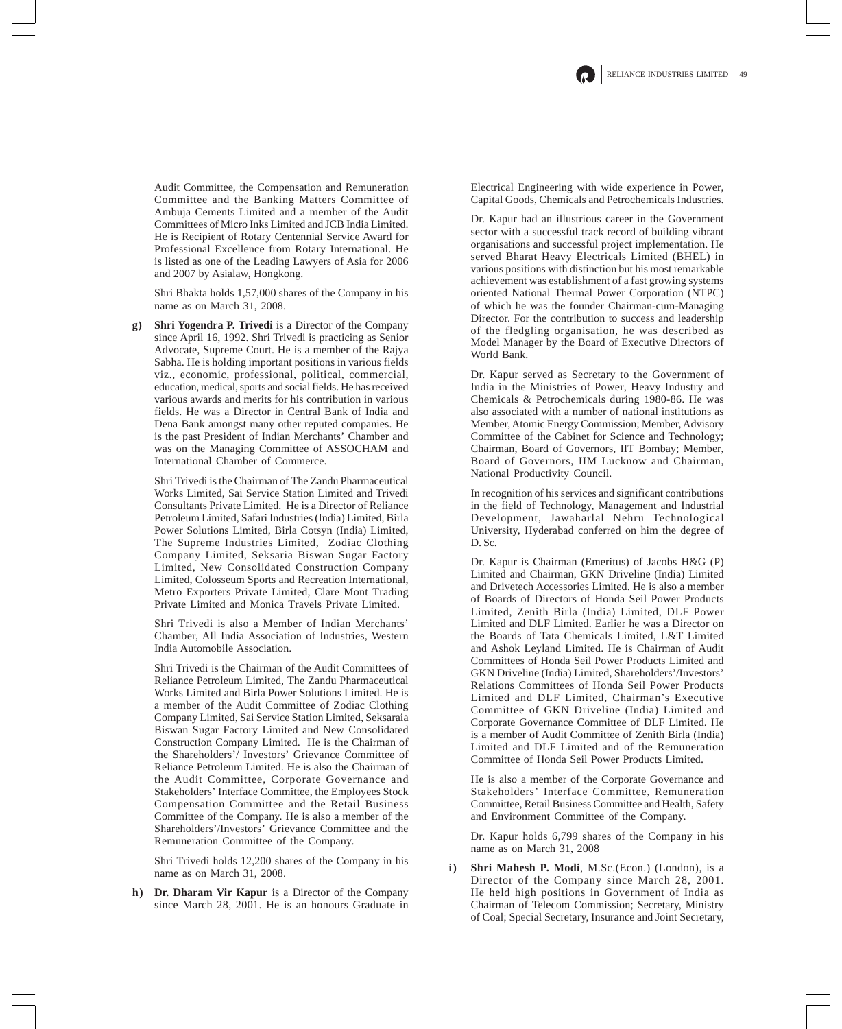Audit Committee, the Compensation and Remuneration Committee and the Banking Matters Committee of Ambuja Cements Limited and a member of the Audit Committees of Micro Inks Limited and JCB India Limited. He is Recipient of Rotary Centennial Service Award for Professional Excellence from Rotary International. He is listed as one of the Leading Lawyers of Asia for 2006 and 2007 by Asialaw, Hongkong.

Shri Bhakta holds 1,57,000 shares of the Company in his name as on March 31, 2008.

g) **Shri Yogendra P. Trivedi** is a Director of the Company since April 16, 1992. Shri Trivedi is practicing as Senior Advocate, Supreme Court. He is a member of the Rajya Sabha. He is holding important positions in various fields viz., economic, professional, political, commercial, education, medical, sports and social fields. He has received various awards and merits for his contribution in various fields. He was a Director in Central Bank of India and Dena Bank amongst many other reputed companies. He is the past President of Indian Merchants' Chamber and was on the Managing Committee of ASSOCHAM and International Chamber of Commerce.

Shri Trivedi is the Chairman of The Zandu Pharmaceutical Works Limited, Sai Service Station Limited and Trivedi Consultants Private Limited. He is a Director of Reliance Petroleum Limited, Safari Industries (India) Limited, Birla Power Solutions Limited, Birla Cotsyn (India) Limited, The Supreme Industries Limited, Zodiac Clothing Company Limited, Seksaria Biswan Sugar Factory Limited, New Consolidated Construction Company Limited, Colosseum Sports and Recreation International, Metro Exporters Private Limited, Clare Mont Trading Private Limited and Monica Travels Private Limited.

Shri Trivedi is also a Member of Indian Merchants' Chamber, All India Association of Industries, Western India Automobile Association.

Shri Trivedi is the Chairman of the Audit Committees of Reliance Petroleum Limited, The Zandu Pharmaceutical Works Limited and Birla Power Solutions Limited. He is a member of the Audit Committee of Zodiac Clothing Company Limited, Sai Service Station Limited, Seksaraia Biswan Sugar Factory Limited and New Consolidated Construction Company Limited. He is the Chairman of the Shareholders'/ Investors' Grievance Committee of Reliance Petroleum Limited. He is also the Chairman of the Audit Committee, Corporate Governance and Stakeholders' Interface Committee, the Employees Stock Compensation Committee and the Retail Business Committee of the Company. He is also a member of the Shareholders'/Investors' Grievance Committee and the Remuneration Committee of the Company.

Shri Trivedi holds 12,200 shares of the Company in his name as on March 31, 2008.

h) **Dr. Dharam Vir Kapur** is a Director of the Company since March 28, 2001. He is an honours Graduate in Electrical Engineering with wide experience in Power, Capital Goods, Chemicals and Petrochemicals Industries.

Dr. Kapur had an illustrious career in the Government sector with a successful track record of building vibrant organisations and successful project implementation. He served Bharat Heavy Electricals Limited (BHEL) in various positions with distinction but his most remarkable achievement was establishment of a fast growing systems oriented National Thermal Power Corporation (NTPC) of which he was the founder Chairman-cum-Managing Director. For the contribution to success and leadership of the fledgling organisation, he was described as Model Manager by the Board of Executive Directors of World Bank.

Dr. Kapur served as Secretary to the Government of India in the Ministries of Power, Heavy Industry and Chemicals & Petrochemicals during 1980-86. He was also associated with a number of national institutions as Member, Atomic Energy Commission; Member, Advisory Committee of the Cabinet for Science and Technology; Chairman, Board of Governors, IIT Bombay; Member, Board of Governors, IIM Lucknow and Chairman, National Productivity Council.

In recognition of his services and significant contributions in the field of Technology, Management and Industrial Development, Jawaharlal Nehru Technological University, Hyderabad conferred on him the degree of D. Sc.

Dr. Kapur is Chairman (Emeritus) of Jacobs H&G (P) Limited and Chairman, GKN Driveline (India) Limited and Drivetech Accessories Limited. He is also a member of Boards of Directors of Honda Seil Power Products Limited, Zenith Birla (India) Limited, DLF Power Limited and DLF Limited. Earlier he was a Director on the Boards of Tata Chemicals Limited, L&T Limited and Ashok Leyland Limited. He is Chairman of Audit Committees of Honda Seil Power Products Limited and GKN Driveline (India) Limited, Shareholders'/Investors' Relations Committees of Honda Seil Power Products Limited and DLF Limited, Chairman's Executive Committee of GKN Driveline (India) Limited and Corporate Governance Committee of DLF Limited. He is a member of Audit Committee of Zenith Birla (India) Limited and DLF Limited and of the Remuneration Committee of Honda Seil Power Products Limited.

He is also a member of the Corporate Governance and Stakeholders' Interface Committee, Remuneration Committee, Retail Business Committee and Health, Safety and Environment Committee of the Company.

Dr. Kapur holds 6,799 shares of the Company in his name as on March 31, 2008

i) **Shri Mahesh P. Modi**, M.Sc.(Econ.) (London), is a Director of the Company since March 28, 2001. He held high positions in Government of India as Chairman of Telecom Commission; Secretary, Ministry of Coal; Special Secretary, Insurance and Joint Secretary,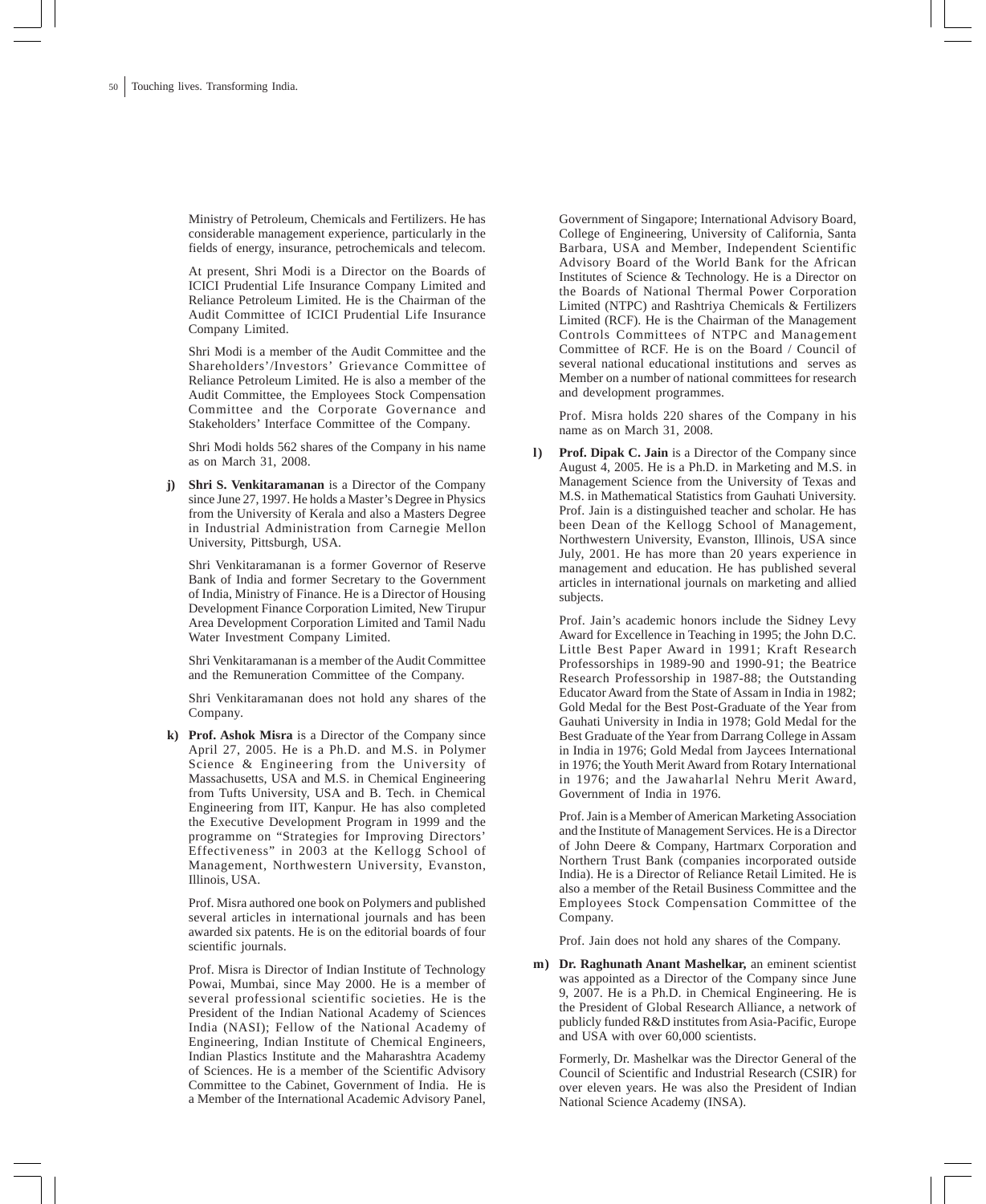Ministry of Petroleum, Chemicals and Fertilizers. He has considerable management experience, particularly in the fields of energy, insurance, petrochemicals and telecom.

At present, Shri Modi is a Director on the Boards of ICICI Prudential Life Insurance Company Limited and Reliance Petroleum Limited. He is the Chairman of the Audit Committee of ICICI Prudential Life Insurance Company Limited.

Shri Modi is a member of the Audit Committee and the Shareholders'/Investors' Grievance Committee of Reliance Petroleum Limited. He is also a member of the Audit Committee, the Employees Stock Compensation Committee and the Corporate Governance and Stakeholders' Interface Committee of the Company.

Shri Modi holds 562 shares of the Company in his name as on March 31, 2008.

**j) Shri S. Venkitaramanan** is a Director of the Company since June 27, 1997. He holds a Master's Degree in Physics from the University of Kerala and also a Masters Degree in Industrial Administration from Carnegie Mellon University, Pittsburgh, USA.

Shri Venkitaramanan is a former Governor of Reserve Bank of India and former Secretary to the Government of India, Ministry of Finance. He is a Director of Housing Development Finance Corporation Limited, New Tirupur Area Development Corporation Limited and Tamil Nadu Water Investment Company Limited.

Shri Venkitaramanan is a member of the Audit Committee and the Remuneration Committee of the Company.

Shri Venkitaramanan does not hold any shares of the Company.

**k) Prof. Ashok Misra** is a Director of the Company since April 27, 2005. He is a Ph.D. and M.S. in Polymer Science & Engineering from the University of Massachusetts, USA and M.S. in Chemical Engineering from Tufts University, USA and B. Tech. in Chemical Engineering from IIT, Kanpur. He has also completed the Executive Development Program in 1999 and the programme on "Strategies for Improving Directors' Effectiveness" in 2003 at the Kellogg School of Management, Northwestern University, Evanston, Illinois, USA.

Prof. Misra authored one book on Polymers and published several articles in international journals and has been awarded six patents. He is on the editorial boards of four scientific journals.

Prof. Misra is Director of Indian Institute of Technology Powai, Mumbai, since May 2000. He is a member of several professional scientific societies. He is the President of the Indian National Academy of Sciences India (NASI); Fellow of the National Academy of Engineering, Indian Institute of Chemical Engineers, Indian Plastics Institute and the Maharashtra Academy of Sciences. He is a member of the Scientific Advisory Committee to the Cabinet, Government of India. He is a Member of the International Academic Advisory Panel, Government of Singapore; International Advisory Board, College of Engineering, University of California, Santa Barbara, USA and Member, Independent Scientific Advisory Board of the World Bank for the African Institutes of Science & Technology. He is a Director on the Boards of National Thermal Power Corporation Limited (NTPC) and Rashtriya Chemicals & Fertilizers Limited (RCF). He is the Chairman of the Management Controls Committees of NTPC and Management Committee of RCF. He is on the Board / Council of several national educational institutions and serves as Member on a number of national committees for research and development programmes.

Prof. Misra holds 220 shares of the Company in his name as on March 31, 2008.

**l) Prof. Dipak C. Jain** is a Director of the Company since August 4, 2005. He is a Ph.D. in Marketing and M.S. in Management Science from the University of Texas and M.S. in Mathematical Statistics from Gauhati University. Prof. Jain is a distinguished teacher and scholar. He has been Dean of the Kellogg School of Management, Northwestern University, Evanston, Illinois, USA since July, 2001. He has more than 20 years experience in management and education. He has published several articles in international journals on marketing and allied subjects.

Prof. Jain's academic honors include the Sidney Levy Award for Excellence in Teaching in 1995; the John D.C. Little Best Paper Award in 1991; Kraft Research Professorships in 1989-90 and 1990-91; the Beatrice Research Professorship in 1987-88; the Outstanding Educator Award from the State of Assam in India in 1982; Gold Medal for the Best Post-Graduate of the Year from Gauhati University in India in 1978; Gold Medal for the Best Graduate of the Year from Darrang College in Assam in India in 1976; Gold Medal from Jaycees International in 1976; the Youth Merit Award from Rotary International in 1976; and the Jawaharlal Nehru Merit Award, Government of India in 1976.

Prof. Jain is a Member of American Marketing Association and the Institute of Management Services. He is a Director of John Deere & Company, Hartmarx Corporation and Northern Trust Bank (companies incorporated outside India). He is a Director of Reliance Retail Limited. He is also a member of the Retail Business Committee and the Employees Stock Compensation Committee of the Company.

Prof. Jain does not hold any shares of the Company.

**m) Dr. Raghunath Anant Mashelkar,** an eminent scientist was appointed as a Director of the Company since June 9, 2007. He is a Ph.D. in Chemical Engineering. He is the President of Global Research Alliance, a network of publicly funded R&D institutes from Asia-Pacific, Europe and USA with over 60,000 scientists.

Formerly, Dr. Mashelkar was the Director General of the Council of Scientific and Industrial Research (CSIR) for over eleven years. He was also the President of Indian National Science Academy (INSA).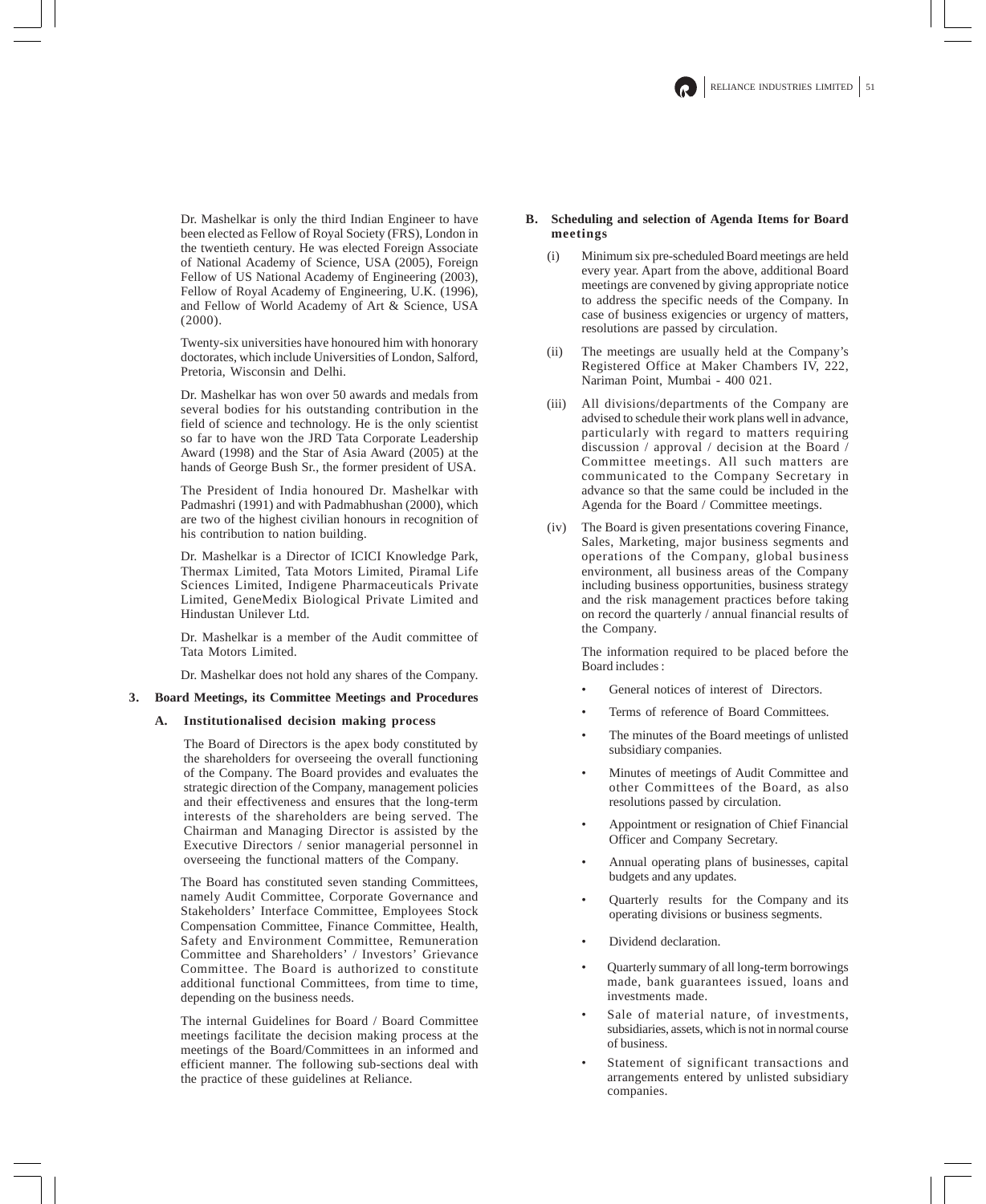Dr. Mashelkar is only the third Indian Engineer to have been elected as Fellow of Royal Society (FRS), London in the twentieth century. He was elected Foreign Associate of National Academy of Science, USA (2005), Foreign Fellow of US National Academy of Engineering (2003), Fellow of Royal Academy of Engineering, U.K. (1996), and Fellow of World Academy of Art & Science, USA (2000).

Twenty-six universities have honoured him with honorary doctorates, which include Universities of London, Salford, Pretoria, Wisconsin and Delhi.

Dr. Mashelkar has won over 50 awards and medals from several bodies for his outstanding contribution in the field of science and technology. He is the only scientist so far to have won the JRD Tata Corporate Leadership Award (1998) and the Star of Asia Award (2005) at the hands of George Bush Sr., the former president of USA.

The President of India honoured Dr. Mashelkar with Padmashri (1991) and with Padmabhushan (2000), which are two of the highest civilian honours in recognition of his contribution to nation building.

Dr. Mashelkar is a Director of ICICI Knowledge Park, Thermax Limited, Tata Motors Limited, Piramal Life Sciences Limited, Indigene Pharmaceuticals Private Limited, GeneMedix Biological Private Limited and Hindustan Unilever Ltd.

Dr. Mashelkar is a member of the Audit committee of Tata Motors Limited.

Dr. Mashelkar does not hold any shares of the Company.

## 3. Board Meetings, its Committee Meetings and Procedures

### A. Institutionalised decision making process

The Board of Directors is the apex body constituted by the shareholders for overseeing the overall functioning of the Company. The Board provides and evaluates the strategic direction of the Company, management policies and their effectiveness and ensures that the long-term interests of the shareholders are being served. The Chairman and Managing Director is assisted by the Executive Directors / senior managerial personnel in overseeing the functional matters of the Company.

The Board has constituted seven standing Committees, namely Audit Committee, Corporate Governance and Stakeholders' Interface Committee, Employees Stock Compensation Committee, Finance Committee, Health, Safety and Environment Committee, Remuneration Committee and Shareholders' / Investors' Grievance Committee. The Board is authorized to constitute additional functional Committees, from time to time, depending on the business needs.

The internal Guidelines for Board / Board Committee meetings facilitate the decision making process at the meetings of the Board/Committees in an informed and efficient manner. The following sub-sections deal with the practice of these guidelines at Reliance.

### B. Scheduling and selection of Agenda Items for Board meetings

(i) Minimum six pre-scheduled Board meetings are held every year. Apart from the above, additional Board meetings are convened by giving appropriate notice to address the specific needs of the Company. In case of business exigencies or urgency of matters, resolutions are passed by circulation.

(ii) The meetings are usually held at the Company's Registered Office at Maker Chambers IV, 222, Nariman Point, Mumbai - 400 021.

(iii) All divisions/departments of the Company are advised to schedule their work plans well in advance, particularly with regard to matters requiring discussion / approval / decision at the Board / Committee meetings. All such matters are communicated to the Company Secretary in advance so that the same could be included in the Agenda for the Board / Committee meetings.

(iv) The Board is given presentations covering Finance, Sales, Marketing, major business segments and operations of the Company, global business environment, all business areas of the Company including business opportunities, business strategy and the risk management practices before taking on record the quarterly / annual financial results of the Company.

The information required to be placed before the Board includes :

- General notices of interest of Directors.
- Terms of reference of Board Committees.
- The minutes of the Board meetings of unlisted subsidiary companies.
- Minutes of meetings of Audit Committee and other Committees of the Board, as also resolutions passed by circulation.
- Appointment or resignation of Chief Financial Officer and Company Secretary.
- Annual operating plans of businesses, capital budgets and any updates.
- Quarterly results for the Company and its operating divisions or business segments.
- Dividend declaration.
- Quarterly summary of all long-term borrowings made, bank guarantees issued, loans and investments made.
- Sale of material nature, of investments, subsidiaries, assets, which is not in normal course of business.
- Statement of significant transactions and arrangements entered by unlisted subsidiary companies.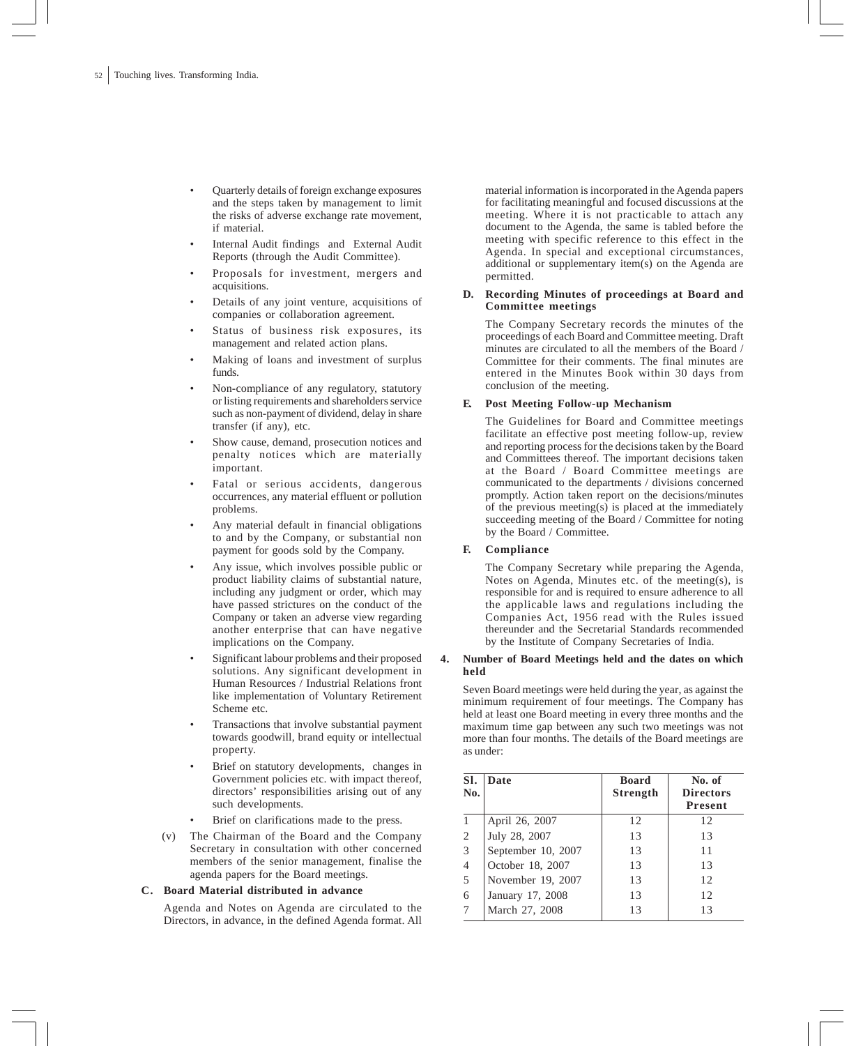- Quarterly details of foreign exchange exposures and the steps taken by management to limit the risks of adverse exchange rate movement, if material.
- Internal Audit findings and External Audit Reports (through the Audit Committee).
- Proposals for investment, mergers and acquisitions.
- Details of any joint venture, acquisitions of companies or collaboration agreement.
- Status of business risk exposures, its management and related action plans.
- Making of loans and investment of surplus funds.
- Non-compliance of any regulatory, statutory or listing requirements and shareholders service such as non-payment of dividend, delay in share transfer (if any), etc.
- Show cause, demand, prosecution notices and penalty notices which are materially important.
- Fatal or serious accidents, dangerous occurrences, any material effluent or pollution problems.
- Any material default in financial obligations to and by the Company, or substantial non payment for goods sold by the Company.
- Any issue, which involves possible public or product liability claims of substantial nature, including any judgment or order, which may have passed strictures on the conduct of the Company or taken an adverse view regarding another enterprise that can have negative implications on the Company.
- Significant labour problems and their proposed solutions. Any significant development in Human Resources / Industrial Relations front like implementation of Voluntary Retirement Scheme etc.
- Transactions that involve substantial payment towards goodwill, brand equity or intellectual property.
- Brief on statutory developments, changes in Government policies etc. with impact thereof, directors' responsibilities arising out of any such developments.
- Brief on clarifications made to the press.

(v) The Chairman of the Board and the Company Secretary in consultation with other concerned members of the senior management, finalise the agenda papers for the Board meetings.

**C. Board Material distributed in advance**

Agenda and Notes on Agenda are circulated to the Directors, in advance, in the defined Agenda format. All material information is incorporated in the Agenda papers for facilitating meaningful and focused discussions at the meeting. Where it is not practicable to attach any document to the Agenda, the same is tabled before the meeting with specific reference to this effect in the Agenda. In special and exceptional circumstances, additional or supplementary item(s) on the Agenda are permitted.

**D. Recording Minutes of proceedings at Board and Committee meetings**

The Company Secretary records the minutes of the proceedings of each Board and Committee meeting. Draft minutes are circulated to all the members of the Board / Committee for their comments. The final minutes are entered in the Minutes Book within 30 days from conclusion of the meeting.

**E. Post Meeting Follow-up Mechanism**

The Guidelines for Board and Committee meetings facilitate an effective post meeting follow-up, review and reporting process for the decisions taken by the Board and Committees thereof. The important decisions taken at the Board / Board Committee meetings are communicated to the departments / divisions concerned promptly. Action taken report on the decisions/minutes of the previous meeting(s) is placed at the immediately succeeding meeting of the Board / Committee for noting by the Board / Committee.

**F. Compliance**

The Company Secretary while preparing the Agenda, Notes on Agenda, Minutes etc. of the meeting(s), is responsible for and is required to ensure adherence to all the applicable laws and regulations including the Companies Act, 1956 read with the Rules issued thereunder and the Secretarial Standards recommended by the Institute of Company Secretaries of India.

**4. Number of Board Meetings held and the dates on which held**

Seven Board meetings were held during the year, as against the minimum requirement of four meetings. The Company has held at least one Board meeting in every three months and the maximum time gap between any such two meetings was not more than four months. The details of the Board meetings are as under:

| Sl. No. | Date | Board Strength | No. of Directors Present |
|---|---|---|---|
| 1 | April 26, 2007 | 12 | 12 |
| 2 | July 28, 2007 | 13 | 13 |
| 3 | September 10, 2007 | 13 | 11 |
| 4 | October 18, 2007 | 13 | 13 |
| 5 | November 19, 2007 | 13 | 12 |
| 6 | January 17, 2008 | 13 | 12 |
| 7 | March 27, 2008 | 13 | 13 |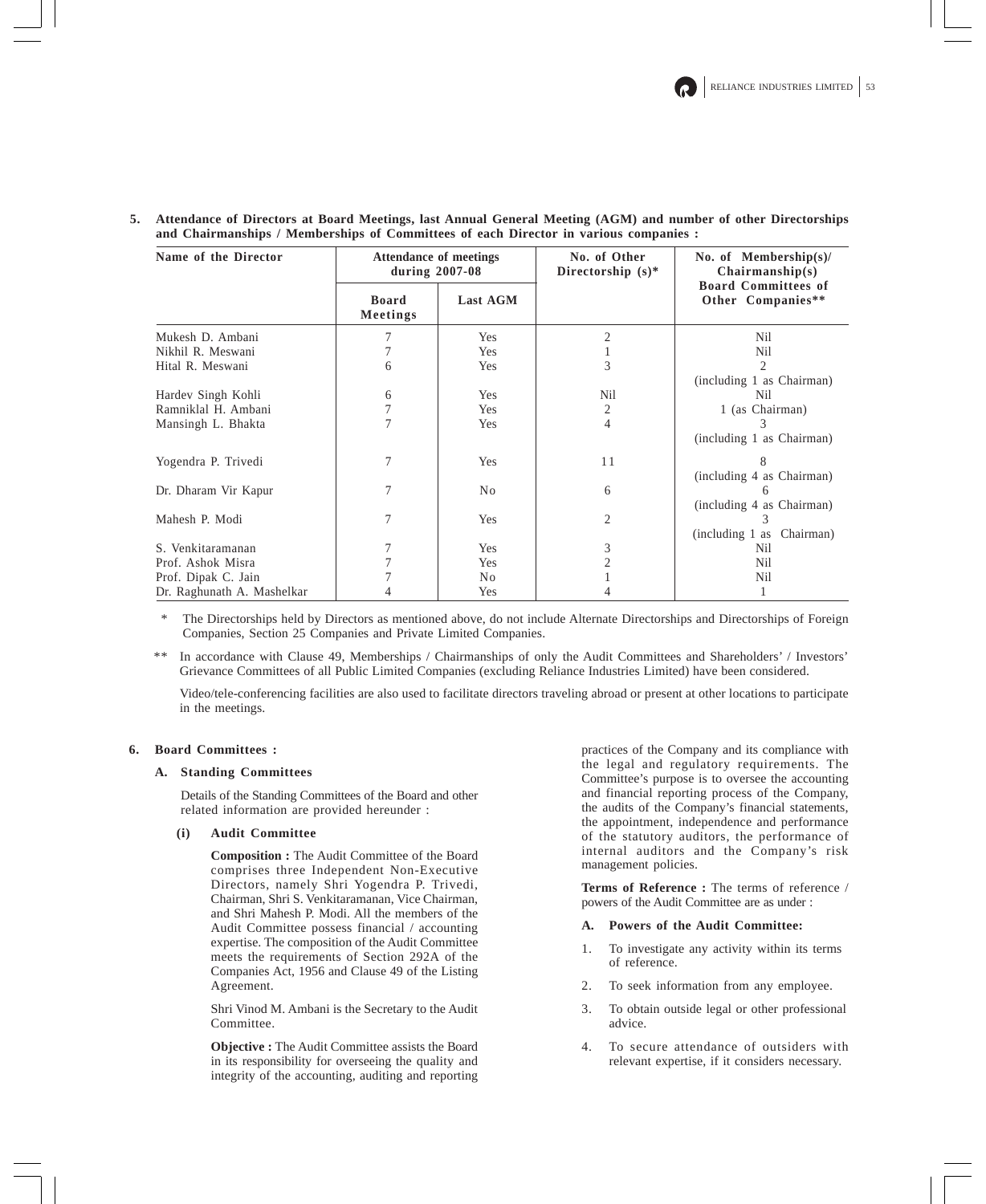**5. Attendance of Directors at Board Meetings, last Annual General Meeting (AGM) and number of other Directorships and Chairmanships / Memberships of Committees of each Director in various companies :**

| Name of the Director | Attendance of meetings during 2007-08 | | No. of Other Directorship (s)* | No. of Membership(s)/ Chairmanship(s) Board Committees of Other Companies** |
|---|---|---|---|---|
| | Board Meetings | Last AGM | | |
| Mukesh D. Ambani | 7 | Yes | 2 | Nil |
| Nikhil R. Meswani | 7 | Yes | 1 | Nil |
| Hital R. Meswani | 6 | Yes | 3 | 2 (including 1 as Chairman) |
| Hardev Singh Kohli | 6 | Yes | Nil | Nil |
| Ramniklal H. Ambani | 7 | Yes | 2 | 1 (as Chairman) |
| Mansingh L. Bhakta | 7 | Yes | 4 | 3 (including 1 as Chairman) |
| Yogendra P. Trivedi | 7 | Yes | 11 | 8 (including 4 as Chairman) |
| Dr. Dharam Vir Kapur | 7 | No | 6 | 6 (including 4 as Chairman) |
| Mahesh P. Modi | 7 | Yes | 2 | 3 (including 1 as Chairman) |
| S. Venkitaramanan | 7 | Yes | 3 | Nil |
| Prof. Ashok Misra | 7 | Yes | 2 | Nil |
| Prof. Dipak C. Jain | 7 | No | 1 | Nil |
| Dr. Raghunath A. Mashelkar | 4 | Yes | 4 | 1 |

\* The Directorships held by Directors as mentioned above, do not include Alternate Directorships and Directorships of Foreign Companies, Section 25 Companies and Private Limited Companies.

\** In accordance with Clause 49, Memberships / Chairmanships of only the Audit Committees and Shareholders' / Investors' Grievance Committees of all Public Limited Companies (excluding Reliance Industries Limited) have been considered.

Video/tele-conferencing facilities are also used to facilitate directors traveling abroad or present at other locations to participate in the meetings.

**6. Board Committees :**

**A. Standing Committees**

Details of the Standing Committees of the Board and other related information are provided hereunder :

**(i) Audit Committee**

**Composition :** The Audit Committee of the Board comprises three Independent Non-Executive Directors, namely Shri Yogendra P. Trivedi, Chairman, Shri S. Venkitaramanan, Vice Chairman, and Shri Mahesh P. Modi. All the members of the Audit Committee possess financial / accounting expertise. The composition of the Audit Committee meets the requirements of Section 292A of the Companies Act, 1956 and Clause 49 of the Listing Agreement.

Shri Vinod M. Ambani is the Secretary to the Audit Committee.

**Objective :** The Audit Committee assists the Board in its responsibility for overseeing the quality and integrity of the accounting, auditing and reporting practices of the Company and its compliance with the legal and regulatory requirements. The Committee's purpose is to oversee the accounting and financial reporting process of the Company, the audits of the Company's financial statements, the appointment, independence and performance of the statutory auditors, the performance of internal auditors and the Company's risk management policies.

**Terms of Reference :** The terms of reference / powers of the Audit Committee are as under :

**A. Powers of the Audit Committee:**

1. To investigate any activity within its terms of reference.
2. To seek information from any employee.
3. To obtain outside legal or other professional advice.
4. To secure attendance of outsiders with relevant expertise, if it considers necessary.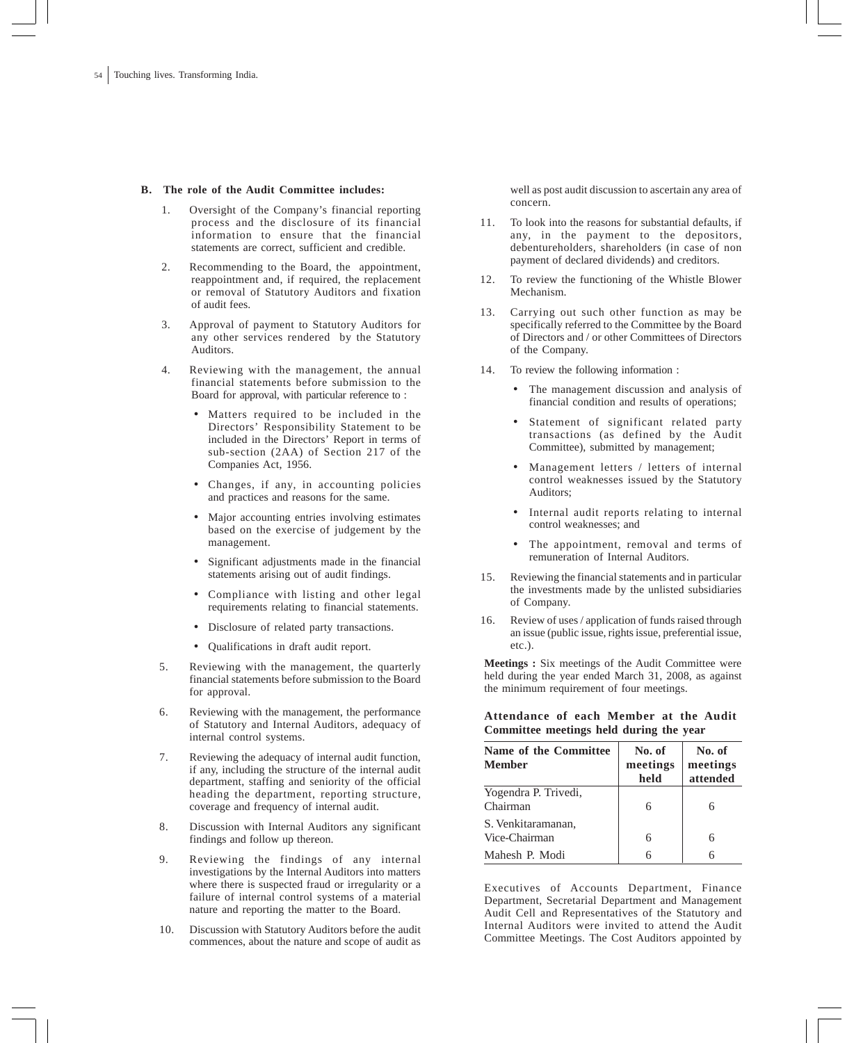**B. The role of the Audit Committee includes:**

1. Oversight of the Company's financial reporting process and the disclosure of its financial information to ensure that the financial statements are correct, sufficient and credible.

2. Recommending to the Board, the appointment, reappointment and, if required, the replacement or removal of Statutory Auditors and fixation of audit fees.

3. Approval of payment to Statutory Auditors for any other services rendered by the Statutory Auditors.

4. Reviewing with the management, the annual financial statements before submission to the Board for approval, with particular reference to :
   - Matters required to be included in the Directors' Responsibility Statement to be included in the Directors' Report in terms of sub-section (2AA) of Section 217 of the Companies Act, 1956.
   - Changes, if any, in accounting policies and practices and reasons for the same.
   - Major accounting entries involving estimates based on the exercise of judgement by the management.
   - Significant adjustments made in the financial statements arising out of audit findings.
   - Compliance with listing and other legal requirements relating to financial statements.
   - Disclosure of related party transactions.
   - Qualifications in draft audit report.

5. Reviewing with the management, the quarterly financial statements before submission to the Board for approval.

6. Reviewing with the management, the performance of Statutory and Internal Auditors, adequacy of internal control systems.

7. Reviewing the adequacy of internal audit function, if any, including the structure of the internal audit department, staffing and seniority of the official heading the department, reporting structure, coverage and frequency of internal audit.

8. Discussion with Internal Auditors any significant findings and follow up thereon.

9. Reviewing the findings of any internal investigations by the Internal Auditors into matters where there is suspected fraud or irregularity or a failure of internal control systems of a material nature and reporting the matter to the Board.

10. Discussion with Statutory Auditors before the audit commences, about the nature and scope of audit as well as post audit discussion to ascertain any area of concern.

11. To look into the reasons for substantial defaults, if any, in the payment to the depositors, debentureholders, shareholders (in case of non payment of declared dividends) and creditors.

12. To review the functioning of the Whistle Blower Mechanism.

13. Carrying out such other function as may be specifically referred to the Committee by the Board of Directors and / or other Committees of Directors of the Company.

14. To review the following information :
    - The management discussion and analysis of financial condition and results of operations;
    - Statement of significant related party transactions (as defined by the Audit Committee), submitted by management;
    - Management letters / letters of internal control weaknesses issued by the Statutory Auditors;
    - Internal audit reports relating to internal control weaknesses; and
    - The appointment, removal and terms of remuneration of Internal Auditors.

15. Reviewing the financial statements and in particular the investments made by the unlisted subsidiaries of Company.

16. Review of uses / application of funds raised through an issue (public issue, rights issue, preferential issue, etc.).

**Meetings :** Six meetings of the Audit Committee were held during the year ended March 31, 2008, as against the minimum requirement of four meetings.

**Attendance of each Member at the Audit Committee meetings held during the year**

| Name of the Committee Member | No. of meetings held | No. of meetings attended |
|---|---|---|
| Yogendra P. Trivedi, Chairman | 6 | 6 |
| S. Venkitaramanan, Vice-Chairman | 6 | 6 |
| Mahesh P. Modi | 6 | 6 |

Executives of Accounts Department, Finance Department, Secretarial Department and Management Audit Cell and Representatives of the Statutory and Internal Auditors were invited to attend the Audit Committee Meetings. The Cost Auditors appointed by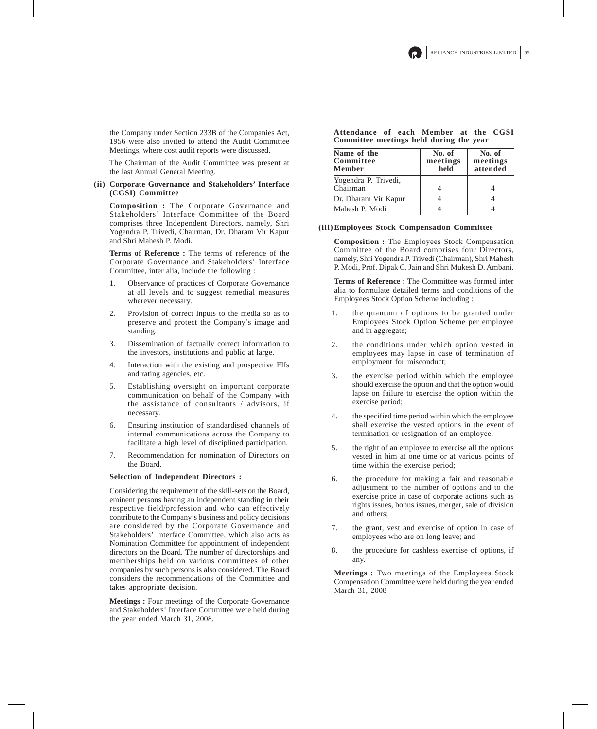the Company under Section 233B of the Companies Act, 1956 were also invited to attend the Audit Committee Meetings, where cost audit reports were discussed.

The Chairman of the Audit Committee was present at the last Annual General Meeting.

**(ii) Corporate Governance and Stakeholders' Interface (CGSI) Committee**

**Composition :** The Corporate Governance and Stakeholders' Interface Committee of the Board comprises three Independent Directors, namely, Shri Yogendra P. Trivedi, Chairman, Dr. Dharam Vir Kapur and Shri Mahesh P. Modi.

**Terms of Reference :** The terms of reference of the Corporate Governance and Stakeholders' Interface Committee, inter alia, include the following :

1. Observance of practices of Corporate Governance at all levels and to suggest remedial measures wherever necessary.
2. Provision of correct inputs to the media so as to preserve and protect the Company's image and standing.
3. Dissemination of factually correct information to the investors, institutions and public at large.
4. Interaction with the existing and prospective FIIs and rating agencies, etc.
5. Establishing oversight on important corporate communication on behalf of the Company with the assistance of consultants / advisors, if necessary.
6. Ensuring institution of standardised channels of internal communications across the Company to facilitate a high level of disciplined participation.
7. Recommendation for nomination of Directors on the Board.

**Selection of Independent Directors :**

Considering the requirement of the skill-sets on the Board, eminent persons having an independent standing in their respective field/profession and who can effectively contribute to the Company's business and policy decisions are considered by the Corporate Governance and Stakeholders' Interface Committee, which also acts as Nomination Committee for appointment of independent directors on the Board. The number of directorships and memberships held on various committees of other companies by such persons is also considered. The Board considers the recommendations of the Committee and takes appropriate decision.

**Meetings :** Four meetings of the Corporate Governance and Stakeholders' Interface Committee were held during the year ended March 31, 2008.

**Attendance of each Member at the CGSI Committee meetings held during the year**

| Name of the Committee Member | No. of meetings held | No. of meetings attended |
|---|---|---|
| Yogendra P. Trivedi, Chairman | 4 | 4 |
| Dr. Dharam Vir Kapur | 4 | 4 |
| Mahesh P. Modi | 4 | 4 |

**(iii) Employees Stock Compensation Committee**

**Composition :** The Employees Stock Compensation Committee of the Board comprises four Directors, namely, Shri Yogendra P. Trivedi (Chairman), Shri Mahesh P. Modi, Prof. Dipak C. Jain and Shri Mukesh D. Ambani.

**Terms of Reference :** The Committee was formed inter alia to formulate detailed terms and conditions of the Employees Stock Option Scheme including :

1. the quantum of options to be granted under Employees Stock Option Scheme per employee and in aggregate;
2. the conditions under which option vested in employees may lapse in case of termination of employment for misconduct;
3. the exercise period within which the employee should exercise the option and that the option would lapse on failure to exercise the option within the exercise period;
4. the specified time period within which the employee shall exercise the vested options in the event of termination or resignation of an employee;
5. the right of an employee to exercise all the options vested in him at one time or at various points of time within the exercise period;
6. the procedure for making a fair and reasonable adjustment to the number of options and to the exercise price in case of corporate actions such as rights issues, bonus issues, merger, sale of division and others;
7. the grant, vest and exercise of option in case of employees who are on long leave; and
8. the procedure for cashless exercise of options, if any.

**Meetings :** Two meetings of the Employees Stock Compensation Committee were held during the year ended March 31, 2008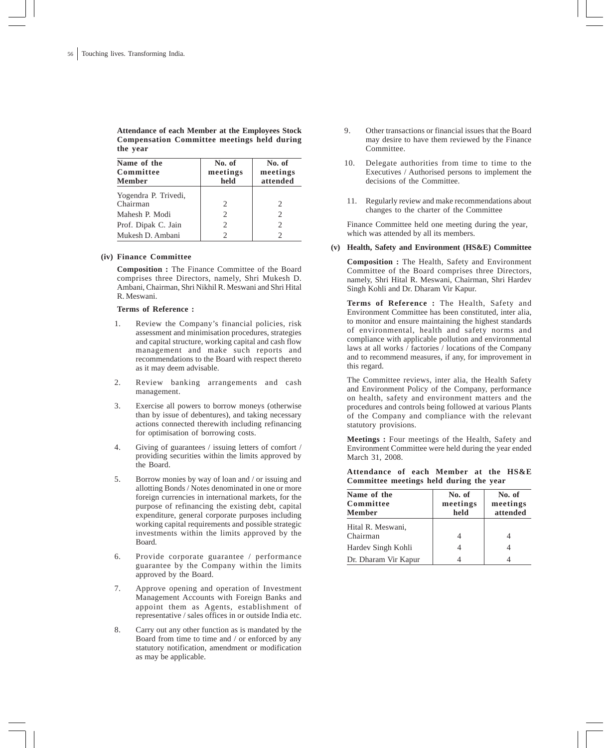**Attendance of each Member at the Employees Stock Compensation Committee meetings held during the year**

| Name of the Committee Member | No. of meetings held | No. of meetings attended |
|---|---|---|
| Yogendra P. Trivedi, Chairman | 2 | 2 |
| Mahesh P. Modi | 2 | 2 |
| Prof. Dipak C. Jain | 2 | 2 |
| Mukesh D. Ambani | 2 | 2 |

**(iv) Finance Committee**

**Composition :** The Finance Committee of the Board comprises three Directors, namely, Shri Mukesh D. Ambani, Chairman, Shri Nikhil R. Meswani and Shri Hital R. Meswani.

**Terms of Reference :**

1. Review the Company's financial policies, risk assessment and minimisation procedures, strategies and capital structure, working capital and cash flow management and make such reports and recommendations to the Board with respect thereto as it may deem advisable.
2. Review banking arrangements and cash management.
3. Exercise all powers to borrow moneys (otherwise than by issue of debentures), and taking necessary actions connected therewith including refinancing for optimisation of borrowing costs.
4. Giving of guarantees / issuing letters of comfort / providing securities within the limits approved by the Board.
5. Borrow monies by way of loan and / or issuing and allotting Bonds / Notes denominated in one or more foreign currencies in international markets, for the purpose of refinancing the existing debt, capital expenditure, general corporate purposes including working capital requirements and possible strategic investments within the limits approved by the Board.
6. Provide corporate guarantee / performance guarantee by the Company within the limits approved by the Board.
7. Approve opening and operation of Investment Management Accounts with Foreign Banks and appoint them as Agents, establishment of representative / sales offices in or outside India etc.
8. Carry out any other function as is mandated by the Board from time to time and / or enforced by any statutory notification, amendment or modification as may be applicable.
9. Other transactions or financial issues that the Board may desire to have them reviewed by the Finance Committee.
10. Delegate authorities from time to time to the Executives / Authorised persons to implement the decisions of the Committee.
11. Regularly review and make recommendations about changes to the charter of the Committee

Finance Committee held one meeting during the year, which was attended by all its members.

**(v) Health, Safety and Environment (HS&E) Committee**

**Composition :** The Health, Safety and Environment Committee of the Board comprises three Directors, namely, Shri Hital R. Meswani, Chairman, Shri Hardev Singh Kohli and Dr. Dharam Vir Kapur.

**Terms of Reference :** The Health, Safety and Environment Committee has been constituted, inter alia, to monitor and ensure maintaining the highest standards of environmental, health and safety norms and compliance with applicable pollution and environmental laws at all works / factories / locations of the Company and to recommend measures, if any, for improvement in this regard.

The Committee reviews, inter alia, the Health Safety and Environment Policy of the Company, performance on health, safety and environment matters and the procedures and controls being followed at various Plants of the Company and compliance with the relevant statutory provisions.

**Meetings :** Four meetings of the Health, Safety and Environment Committee were held during the year ended March 31, 2008.

**Attendance of each Member at the HS&E Committee meetings held during the year**

| Name of the Committee Member | No. of meetings held | No. of meetings attended |
|---|---|---|
| Hital R. Meswani, Chairman | 4 | 4 |
| Hardev Singh Kohli | 4 | 4 |
| Dr. Dharam Vir Kapur | 4 | 4 |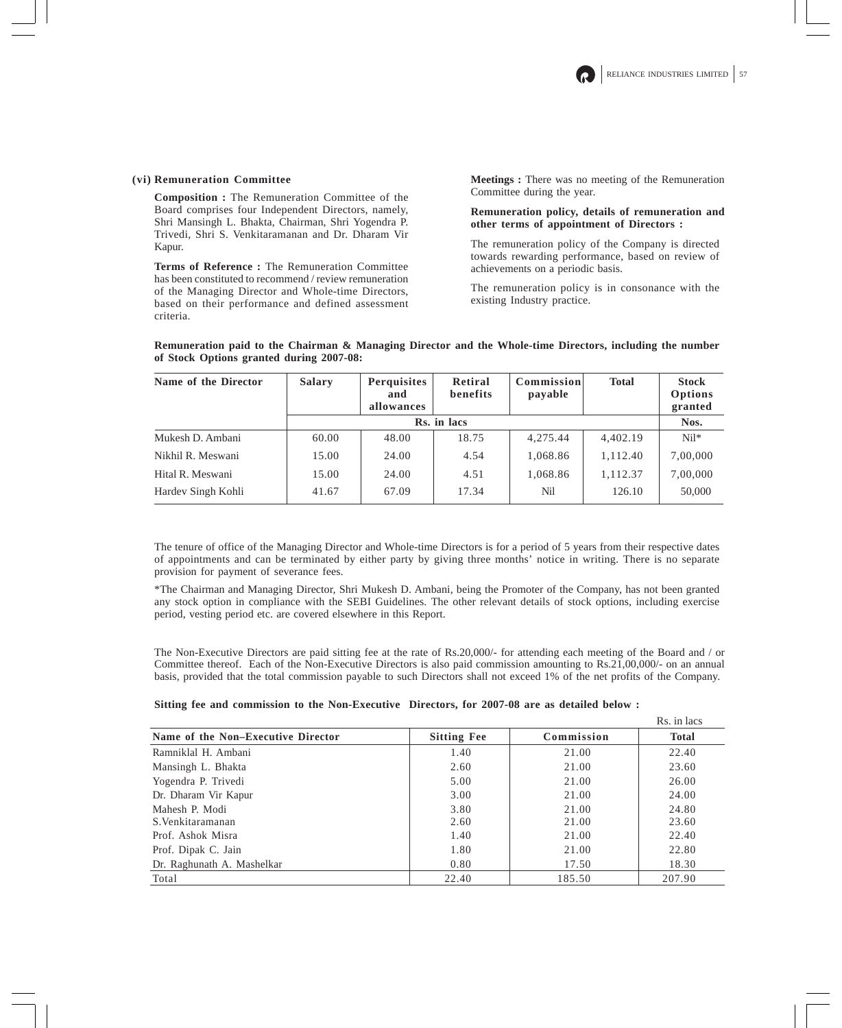### (vi) Remuneration Committee

**Composition :** The Remuneration Committee of the Board comprises four Independent Directors, namely, Shri Mansingh L. Bhakta, Chairman, Shri Yogendra P. Trivedi, Shri S. Venkitaramanan and Dr. Dharam Vir Kapur.

**Terms of Reference :** The Remuneration Committee has been constituted to recommend / review remuneration of the Managing Director and Whole-time Directors, based on their performance and defined assessment criteria.

**Meetings :** There was no meeting of the Remuneration Committee during the year.

**Remuneration policy, details of remuneration and other terms of appointment of Directors :**

The remuneration policy of the Company is directed towards rewarding performance, based on review of achievements on a periodic basis.

The remuneration policy is in consonance with the existing Industry practice.

**Remuneration paid to the Chairman & Managing Director and the Whole-time Directors, including the number of Stock Options granted during 2007-08:**

| Name of the Director | Salary | Perquisites and allowances | Retiral benefits | Commission payable | Total | Stock Options granted |
|---|---|---|---|---|---|---|
| | Rs. in lacs | | | | | Nos. |
| Mukesh D. Ambani | 60.00 | 48.00 | 18.75 | 4,275.44 | 4,402.19 | Nil* |
| Nikhil R. Meswani | 15.00 | 24.00 | 4.54 | 1,068.86 | 1,112.40 | 7,00,000 |
| Hital R. Meswani | 15.00 | 24.00 | 4.51 | 1,068.86 | 1,112.37 | 7,00,000 |
| Hardev Singh Kohli | 41.67 | 67.09 | 17.34 | Nil | 126.10 | 50,000 |

The tenure of office of the Managing Director and Whole-time Directors is for a period of 5 years from their respective dates of appointments and can be terminated by either party by giving three months' notice in writing. There is no separate provision for payment of severance fees.

*The Chairman and Managing Director, Shri Mukesh D. Ambani, being the Promoter of the Company, has not been granted any stock option in compliance with the SEBI Guidelines. The other relevant details of stock options, including exercise period, vesting period etc. are covered elsewhere in this Report.

The Non-Executive Directors are paid sitting fee at the rate of Rs.20,000/- for attending each meeting of the Board and / or Committee thereof. Each of the Non-Executive Directors is also paid commission amounting to Rs.21,00,000/- on an annual basis, provided that the total commission payable to such Directors shall not exceed 1% of the net profits of the Company.

**Sitting fee and commission to the Non-Executive Directors, for 2007-08 are as detailed below :**

Rs. in lacs

| Name of the Non–Executive Director | Sitting Fee | Commission | Total |
|---|---|---|---|
| Ramniklal H. Ambani | 1.40 | 21.00 | 22.40 |
| Mansingh L. Bhakta | 2.60 | 21.00 | 23.60 |
| Yogendra P. Trivedi | 5.00 | 21.00 | 26.00 |
| Dr. Dharam Vir Kapur | 3.00 | 21.00 | 24.00 |
| Mahesh P. Modi | 3.80 | 21.00 | 24.80 |
| S.Venkitaramanan | 2.60 | 21.00 | 23.60 |
| Prof. Ashok Misra | 1.40 | 21.00 | 22.40 |
| Prof. Dipak C. Jain | 1.80 | 21.00 | 22.80 |
| Dr. Raghunath A. Mashelkar | 0.80 | 17.50 | 18.30 |
| Total | 22.40 | 185.50 | 207.90 |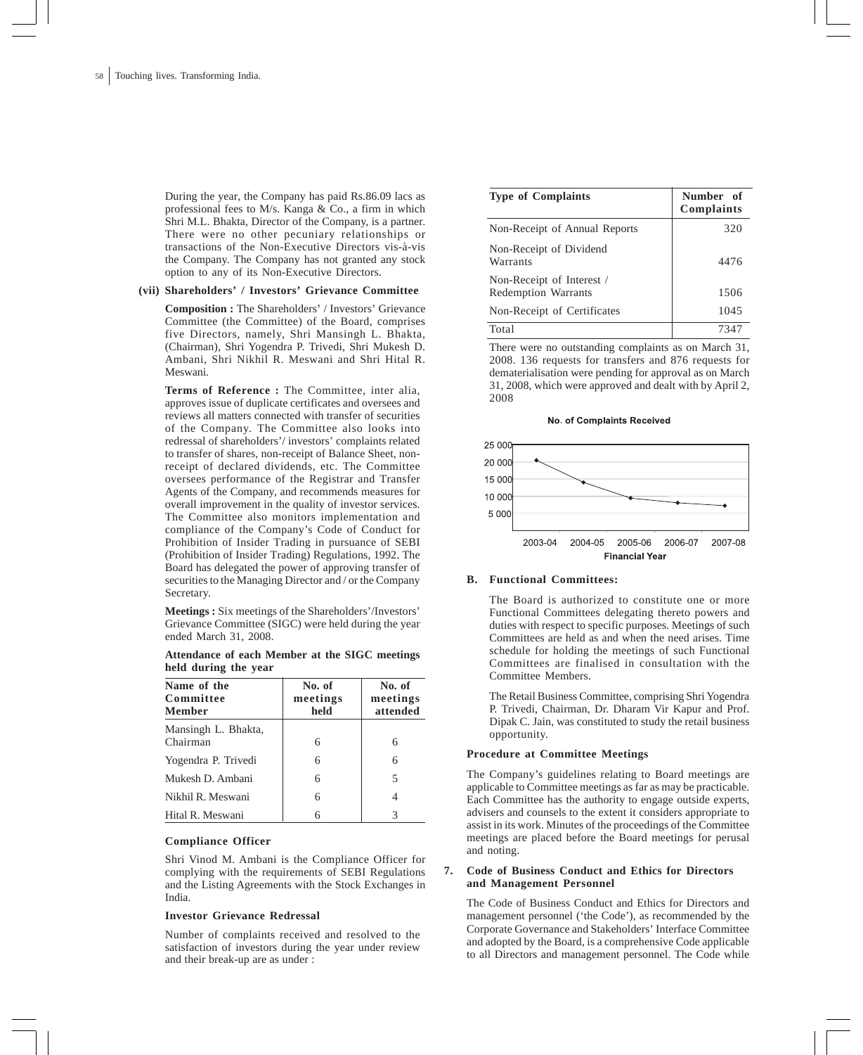During the year, the Company has paid Rs.86.09 lacs as professional fees to M/s. Kanga & Co., a firm in which Shri M.L. Bhakta, Director of the Company, is a partner. There were no other pecuniary relationships or transactions of the Non-Executive Directors vis-à-vis the Company. The Company has not granted any stock option to any of its Non-Executive Directors.

**(vii) Shareholders' / Investors' Grievance Committee**

**Composition :** The Shareholders' / Investors' Grievance Committee (the Committee) of the Board, comprises five Directors, namely, Shri Mansingh L. Bhakta, (Chairman), Shri Yogendra P. Trivedi, Shri Mukesh D. Ambani, Shri Nikhil R. Meswani and Shri Hital R. Meswani.

**Terms of Reference :** The Committee, inter alia, approves issue of duplicate certificates and oversees and reviews all matters connected with transfer of securities of the Company. The Committee also looks into redressal of shareholders'/ investors' complaints related to transfer of shares, non-receipt of Balance Sheet, non-receipt of declared dividends, etc. The Committee oversees performance of the Registrar and Transfer Agents of the Company, and recommends measures for overall improvement in the quality of investor services. The Committee also monitors implementation and compliance of the Company's Code of Conduct for Prohibition of Insider Trading in pursuance of SEBI (Prohibition of Insider Trading) Regulations, 1992. The Board has delegated the power of approving transfer of securities to the Managing Director and / or the Company Secretary.

**Meetings :** Six meetings of the Shareholders'/Investors' Grievance Committee (SIGC) were held during the year ended March 31, 2008.

**Attendance of each Member at the SIGC meetings held during the year**

| Name of the Committee Member | No. of meetings held | No. of meetings attended |
|---|---|---|
| Mansingh L. Bhakta, Chairman | 6 | 6 |
| Yogendra P. Trivedi | 6 | 6 |
| Mukesh D. Ambani | 6 | 5 |
| Nikhil R. Meswani | 6 | 4 |
| Hital R. Meswani | 6 | 3 |

**Compliance Officer**

Shri Vinod M. Ambani is the Compliance Officer for complying with the requirements of SEBI Regulations and the Listing Agreements with the Stock Exchanges in India.

**Investor Grievance Redressal**

Number of complaints received and resolved to the satisfaction of investors during the year under review and their break-up are as under :

| Type of Complaints | Number of Complaints |
|---|---|
| Non-Receipt of Annual Reports | 320 |
| Non-Receipt of Dividend Warrants | 4476 |
| Non-Receipt of Interest / Redemption Warrants | 1506 |
| Non-Receipt of Certificates | 1045 |
| Total | 7347 |

There were no outstanding complaints as on March 31, 2008. 136 requests for transfers and 876 requests for dematerialisation were pending for approval as on March 31, 2008, which were approved and dealt with by April 2, 2008

**No. of Complaints Received**

| Financial Year | 2003-04 | 2004-05 | 2005-06 | 2006-07 | 2007-08 |
|---|---|---|---|---|---|

**B. Functional Committees:**

The Board is authorized to constitute one or more Functional Committees delegating thereto powers and duties with respect to specific purposes. Meetings of such Committees are held as and when the need arises. Time schedule for holding the meetings of such Functional Committees are finalised in consultation with the Committee Members.

The Retail Business Committee, comprising Shri Yogendra P. Trivedi, Chairman, Dr. Dharam Vir Kapur and Prof. Dipak C. Jain, was constituted to study the retail business opportunity.

**Procedure at Committee Meetings**

The Company's guidelines relating to Board meetings are applicable to Committee meetings as far as may be practicable. Each Committee has the authority to engage outside experts, advisers and counsels to the extent it considers appropriate to assist in its work. Minutes of the proceedings of the Committee meetings are placed before the Board meetings for perusal and noting.

**7. Code of Business Conduct and Ethics for Directors and Management Personnel**

The Code of Business Conduct and Ethics for Directors and management personnel ('the Code'), as recommended by the Corporate Governance and Stakeholders' Interface Committee and adopted by the Board, is a comprehensive Code applicable to all Directors and management personnel. The Code while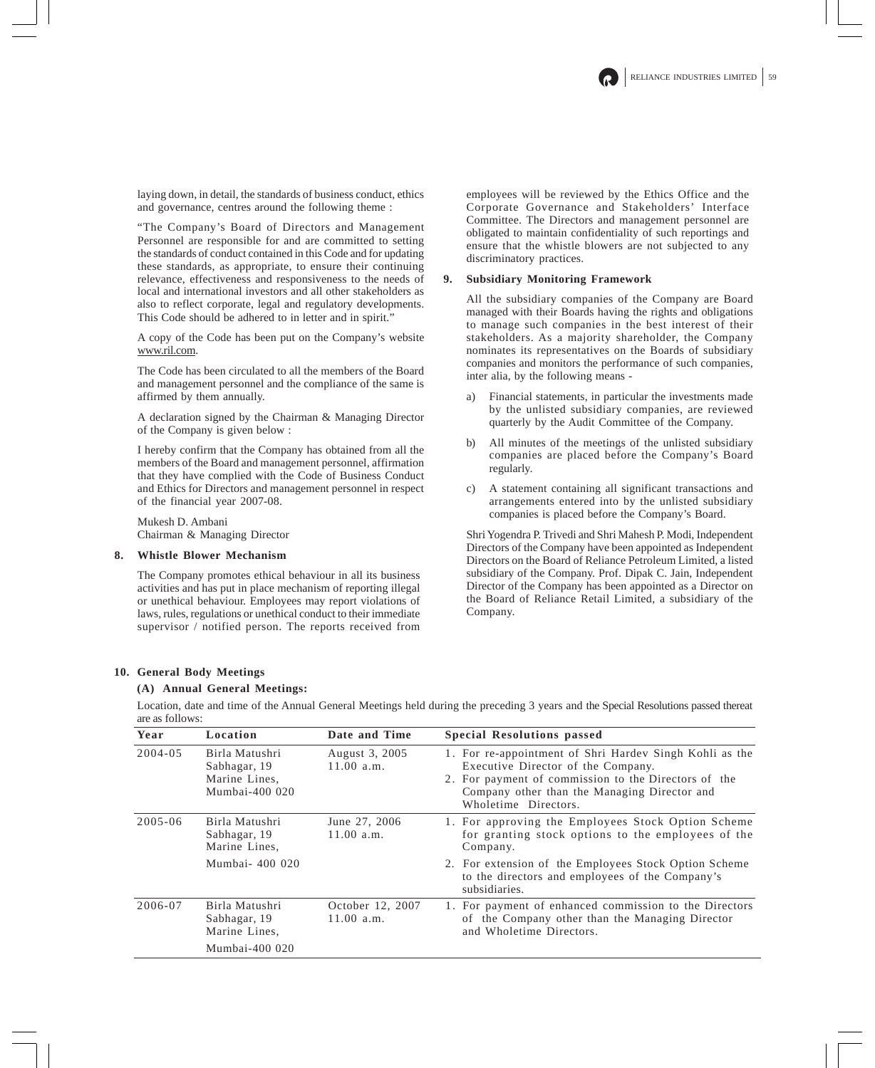laying down, in detail, the standards of business conduct, ethics and governance, centres around the following theme :

"The Company's Board of Directors and Management Personnel are responsible for and are committed to setting the standards of conduct contained in this Code and for updating these standards, as appropriate, to ensure their continuing relevance, effectiveness and responsiveness to the needs of local and international investors and all other stakeholders as also to reflect corporate, legal and regulatory developments. This Code should be adhered to in letter and in spirit."

A copy of the Code has been put on the Company's website www.ril.com.

The Code has been circulated to all the members of the Board and management personnel and the compliance of the same is affirmed by them annually.

A declaration signed by the Chairman & Managing Director of the Company is given below :

I hereby confirm that the Company has obtained from all the members of the Board and management personnel, affirmation that they have complied with the Code of Business Conduct and Ethics for Directors and management personnel in respect of the financial year 2007-08.

Mukesh D. Ambani
Chairman & Managing Director

**8. Whistle Blower Mechanism**

The Company promotes ethical behaviour in all its business activities and has put in place mechanism of reporting illegal or unethical behaviour. Employees may report violations of laws, rules, regulations or unethical conduct to their immediate supervisor / notified person. The reports received from employees will be reviewed by the Ethics Office and the Corporate Governance and Stakeholders' Interface Committee. The Directors and management personnel are obligated to maintain confidentiality of such reportings and ensure that the whistle blowers are not subjected to any discriminatory practices.

**9. Subsidiary Monitoring Framework**

All the subsidiary companies of the Company are Board managed with their Boards having the rights and obligations to manage such companies in the best interest of their stakeholders. As a majority shareholder, the Company nominates its representatives on the Boards of subsidiary companies and monitors the performance of such companies, inter alia, by the following means -

a) Financial statements, in particular the investments made by the unlisted subsidiary companies, are reviewed quarterly by the Audit Committee of the Company.

b) All minutes of the meetings of the unlisted subsidiary companies are placed before the Company's Board regularly.

c) A statement containing all significant transactions and arrangements entered into by the unlisted subsidiary companies is placed before the Company's Board.

Shri Yogendra P. Trivedi and Shri Mahesh P. Modi, Independent Directors of the Company have been appointed as Independent Directors on the Board of Reliance Petroleum Limited, a listed subsidiary of the Company. Prof. Dipak C. Jain, Independent Director of the Company has been appointed as a Director on the Board of Reliance Retail Limited, a subsidiary of the Company.

**10. General Body Meetings**

**(A) Annual General Meetings:**

Location, date and time of the Annual General Meetings held during the preceding 3 years and the Special Resolutions passed thereat are as follows:

| Year | Location | Date and Time | Special Resolutions passed |
|---|---|---|---|
| 2004-05 | Birla Matushri Sabhagar, 19 Marine Lines, Mumbai-400 020 | August 3, 2005 11.00 a.m. | 1. For re-appointment of Shri Hardev Singh Kohli as the Executive Director of the Company.<br>2. For payment of commission to the Directors of the Company other than the Managing Director and Wholetime Directors. |
| 2005-06 | Birla Matushri Sabhagar, 19 Marine Lines, Mumbai- 400 020 | June 27, 2006 11.00 a.m. | 1. For approving the Employees Stock Option Scheme for granting stock options to the employees of the Company.<br>2. For extension of the Employees Stock Option Scheme to the directors and employees of the Company's subsidiaries. |
| 2006-07 | Birla Matushri Sabhagar, 19 Marine Lines, Mumbai-400 020 | October 12, 2007 11.00 a.m. | 1. For payment of enhanced commission to the Directors of the Company other than the Managing Director and Wholetime Directors. |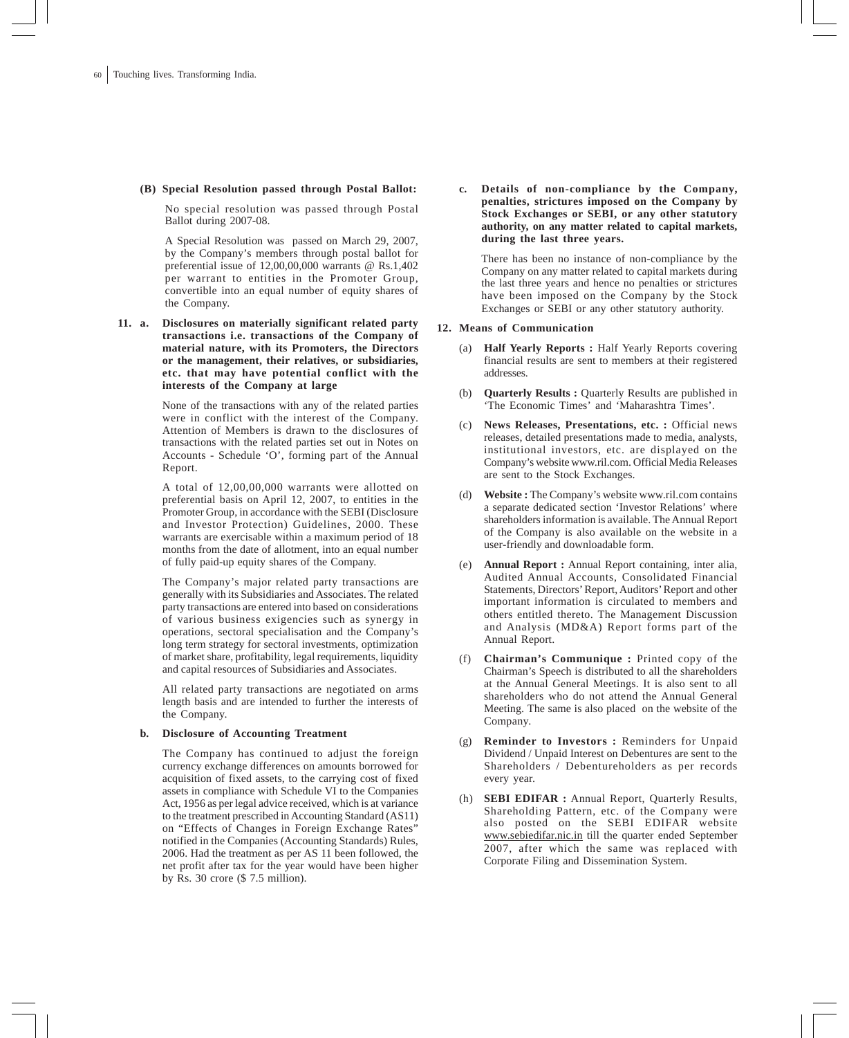**(B) Special Resolution passed through Postal Ballot:**

No special resolution was passed through Postal Ballot during 2007-08.

A Special Resolution was passed on March 29, 2007, by the Company's members through postal ballot for preferential issue of 12,00,00,000 warrants @ Rs.1,402 per warrant to entities in the Promoter Group, convertible into an equal number of equity shares of the Company.

**11. a. Disclosures on materially significant related party transactions i.e. transactions of the Company of material nature, with its Promoters, the Directors or the management, their relatives, or subsidiaries, etc. that may have potential conflict with the interests of the Company at large**

None of the transactions with any of the related parties were in conflict with the interest of the Company. Attention of Members is drawn to the disclosures of transactions with the related parties set out in Notes on Accounts - Schedule 'O', forming part of the Annual Report.

A total of 12,00,00,000 warrants were allotted on preferential basis on April 12, 2007, to entities in the Promoter Group, in accordance with the SEBI (Disclosure and Investor Protection) Guidelines, 2000. These warrants are exercisable within a maximum period of 18 months from the date of allotment, into an equal number of fully paid-up equity shares of the Company.

The Company's major related party transactions are generally with its Subsidiaries and Associates. The related party transactions are entered into based on considerations of various business exigencies such as synergy in operations, sectoral specialisation and the Company's long term strategy for sectoral investments, optimization of market share, profitability, legal requirements, liquidity and capital resources of Subsidiaries and Associates.

All related party transactions are negotiated on arms length basis and are intended to further the interests of the Company.

**b. Disclosure of Accounting Treatment**

The Company has continued to adjust the foreign currency exchange differences on amounts borrowed for acquisition of fixed assets, to the carrying cost of fixed assets in compliance with Schedule VI to the Companies Act, 1956 as per legal advice received, which is at variance to the treatment prescribed in Accounting Standard (AS11) on "Effects of Changes in Foreign Exchange Rates" notified in the Companies (Accounting Standards) Rules, 2006. Had the treatment as per AS 11 been followed, the net profit after tax for the year would have been higher by Rs. 30 crore ($ 7.5 million).

**c. Details of non-compliance by the Company, penalties, strictures imposed on the Company by Stock Exchanges or SEBI, or any other statutory authority, on any matter related to capital markets, during the last three years.**

There has been no instance of non-compliance by the Company on any matter related to capital markets during the last three years and hence no penalties or strictures have been imposed on the Company by the Stock Exchanges or SEBI or any other statutory authority.

**12. Means of Communication**

(a) **Half Yearly Reports :** Half Yearly Reports covering financial results are sent to members at their registered addresses.

(b) **Quarterly Results :** Quarterly Results are published in 'The Economic Times' and 'Maharashtra Times'.

(c) **News Releases, Presentations, etc. :** Official news releases, detailed presentations made to media, analysts, institutional investors, etc. are displayed on the Company's website www.ril.com. Official Media Releases are sent to the Stock Exchanges.

(d) **Website :** The Company's website www.ril.com contains a separate dedicated section 'Investor Relations' where shareholders information is available. The Annual Report of the Company is also available on the website in a user-friendly and downloadable form.

(e) **Annual Report :** Annual Report containing, inter alia, Audited Annual Accounts, Consolidated Financial Statements, Directors' Report, Auditors' Report and other important information is circulated to members and others entitled thereto. The Management Discussion and Analysis (MD&A) Report forms part of the Annual Report.

(f) **Chairman's Communique :** Printed copy of the Chairman's Speech is distributed to all the shareholders at the Annual General Meetings. It is also sent to all shareholders who do not attend the Annual General Meeting. The same is also placed on the website of the Company.

(g) **Reminder to Investors :** Reminders for Unpaid Dividend / Unpaid Interest on Debentures are sent to the Shareholders / Debentureholders as per records every year.

(h) **SEBI EDIFAR :** Annual Report, Quarterly Results, Shareholding Pattern, etc. of the Company were also posted on the SEBI EDIFAR website www.sebiedifar.nic.in till the quarter ended September 2007, after which the same was replaced with Corporate Filing and Dissemination System.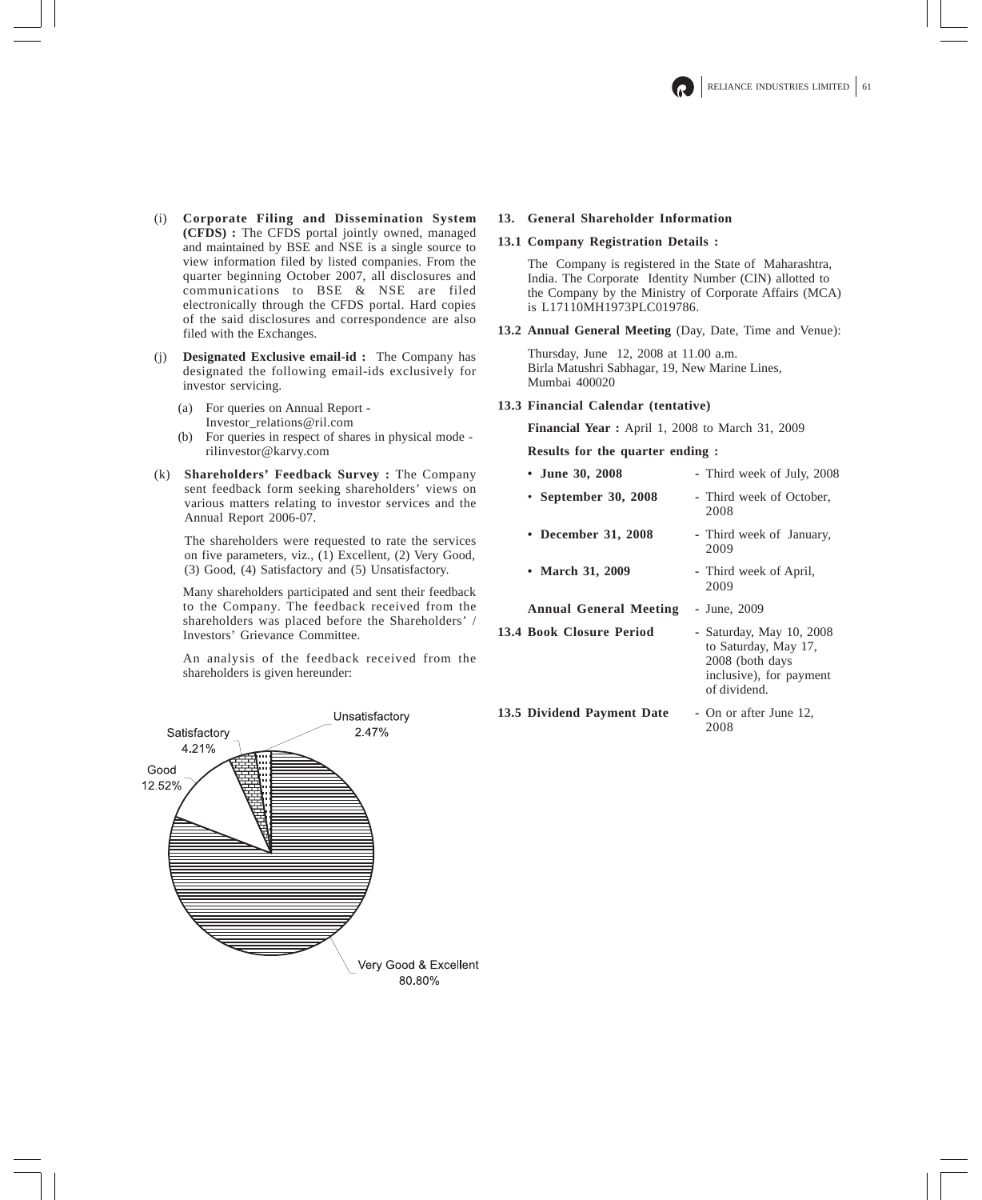(i) **Corporate Filing and Dissemination System (CFDS) :** The CFDS portal jointly owned, managed and maintained by BSE and NSE is a single source to view information filed by listed companies. From the quarter beginning October 2007, all disclosures and communications to BSE & NSE are filed electronically through the CFDS portal. Hard copies of the said disclosures and correspondence are also filed with the Exchanges.

(j) **Designated Exclusive email-id :** The Company has designated the following email-ids exclusively for investor servicing.

  (a) For queries on Annual Report - Investor_relations@ril.com

  (b) For queries in respect of shares in physical mode - rilinvestor@karvy.com

(k) **Shareholders' Feedback Survey :** The Company sent feedback form seeking shareholders' views on various matters relating to investor services and the Annual Report 2006-07.

The shareholders were requested to rate the services on five parameters, viz., (1) Excellent, (2) Very Good, (3) Good, (4) Satisfactory and (5) Unsatisfactory.

Many shareholders participated and sent their feedback to the Company. The feedback received from the shareholders was placed before the Shareholders' / Investors' Grievance Committee.

An analysis of the feedback received from the shareholders is given hereunder:

| Rating | Percentage |
| --- | --- |
| Very Good & Excellent | 80.80% |
| Good | 12.52% |
| Satisfactory | 4.21% |
| Unsatisfactory | 2.47% |

## 13. General Shareholder Information

### 13.1 Company Registration Details :

The Company is registered in the State of Maharashtra, India. The Corporate Identity Number (CIN) allotted to the Company by the Ministry of Corporate Affairs (MCA) is L17110MH1973PLC019786.

### 13.2 Annual General Meeting (Day, Date, Time and Venue):

Thursday, June 12, 2008 at 11.00 a.m.
Birla Matushri Sabhagar, 19, New Marine Lines,
Mumbai 400020

### 13.3 Financial Calendar (tentative)

**Financial Year :** April 1, 2008 to March 31, 2009

**Results for the quarter ending :**

- **June 30, 2008** - Third week of July, 2008
- **September 30, 2008** - Third week of October, 2008
- **December 31, 2008** - Third week of January, 2009
- **March 31, 2009** - Third week of April, 2009

**Annual General Meeting** - June, 2009

### 13.4 Book Closure Period

- Saturday, May 10, 2008 to Saturday, May 17, 2008 (both days inclusive), for payment of dividend.

### 13.5 Dividend Payment Date

- On or after June 12, 2008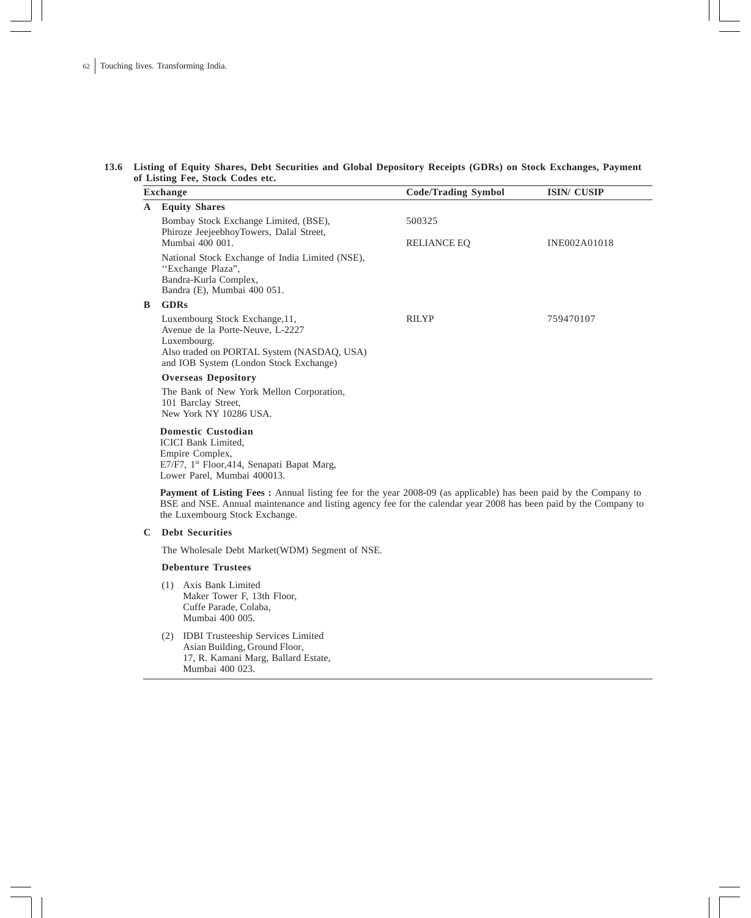### 13.6 Listing of Equity Shares, Debt Securities and Global Depository Receipts (GDRs) on Stock Exchanges, Payment of Listing Fee, Stock Codes etc.

| | Exchange | Code/Trading Symbol | ISIN/ CUSIP |
|---|---|---|---|
| **A** | **Equity Shares** | | |
| | Bombay Stock Exchange Limited, (BSE), Phiroze JeejeebhoyTowers, Dalal Street, Mumbai 400 001. | 500325 | |
| | | RELIANCE EQ | INE002A01018 |
| | National Stock Exchange of India Limited (NSE), ''Exchange Plaza'', Bandra-Kurla Complex, Bandra (E), Mumbai 400 051. | | |
| **B** | **GDRs** | | |
| | Luxembourg Stock Exchange,11, Avenue de la Porte-Neuve, L-2227 Luxembourg. Also traded on PORTAL System (NASDAQ, USA) and IOB System (London Stock Exchange) | RILYP | 759470107 |

**Overseas Depository**

The Bank of New York Mellon Corporation,
101 Barclay Street,
New York NY 10286 USA.

**Domestic Custodian**

ICICI Bank Limited,
Empire Complex,
E7/F7, 1st Floor,414, Senapati Bapat Marg,
Lower Parel, Mumbai 400013.

**Payment of Listing Fees :** Annual listing fee for the year 2008-09 (as applicable) has been paid by the Company to BSE and NSE. Annual maintenance and listing agency fee for the calendar year 2008 has been paid by the Company to the Luxembourg Stock Exchange.

**C Debt Securities**

The Wholesale Debt Market(WDM) Segment of NSE.

**Debenture Trustees**

(1) Axis Bank Limited
Maker Tower F, 13th Floor,
Cuffe Parade, Colaba,
Mumbai 400 005.

(2) IDBI Trusteeship Services Limited
Asian Building, Ground Floor,
17, R. Kamani Marg, Ballard Estate,
Mumbai 400 023.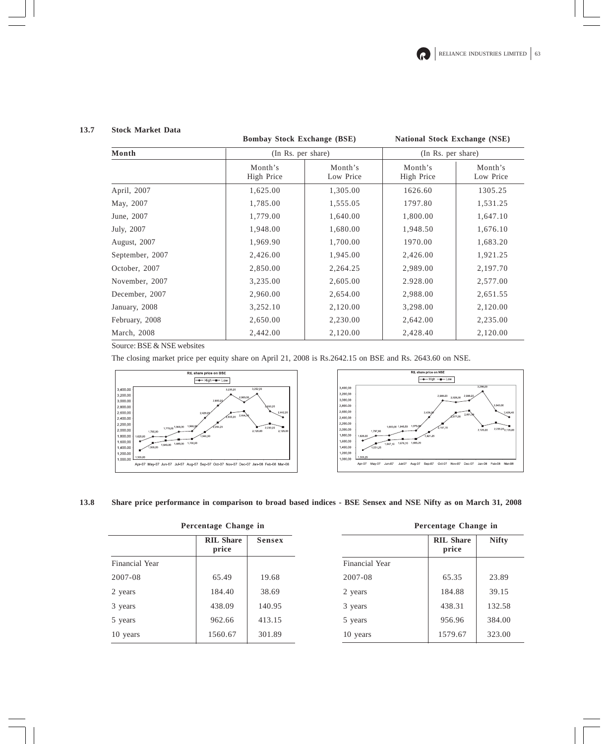### 13.7 Stock Market Data

| Month | Bombay Stock Exchange (BSE) (In Rs. per share) | | National Stock Exchange (NSE) (In Rs. per share) | |
|---|---|---|---|---|
| | Month's High Price | Month's Low Price | Month's High Price | Month's Low Price |
| April, 2007 | 1,625.00 | 1,305.00 | 1626.60 | 1305.25 |
| May, 2007 | 1,785.00 | 1,555.05 | 1797.80 | 1,531.25 |
| June, 2007 | 1,779.00 | 1,640.00 | 1,800.00 | 1,647.10 |
| July, 2007 | 1,948.00 | 1,680.00 | 1,948.50 | 1,676.10 |
| August, 2007 | 1,969.90 | 1,700.00 | 1970.00 | 1,683.20 |
| September, 2007 | 2,426.00 | 1,945.00 | 2,426.00 | 1,921.25 |
| October, 2007 | 2,850.00 | 2,264.25 | 2,989.00 | 2,197.70 |
| November, 2007 | 3,235.00 | 2,605.00 | 2.928.00 | 2,577.00 |
| December, 2007 | 2,960.00 | 2,654.00 | 2,988.00 | 2,651.55 |
| January, 2008 | 3,252.10 | 2,120.00 | 3,298.00 | 2,120.00 |
| February, 2008 | 2,650.00 | 2,230.00 | 2,642.00 | 2,235.00 |
| March, 2008 | 2,442.00 | 2,120.00 | 2,428.40 | 2,120.00 |

Source: BSE & NSE websites

The closing market price per equity share on April 21, 2008 is Rs.2642.15 on BSE and Rs. 2643.60 on NSE.

### 13.8 Share price performance in comparison to broad based indices - BSE Sensex and NSE Nifty as on March 31, 2008

| Percentage Change in | | |
|---|---|---|
| | RIL Share price | Sensex |
| Financial Year | | |
| 2007-08 | 65.49 | 19.68 |
| 2 years | 184.40 | 38.69 |
| 3 years | 438.09 | 140.95 |
| 5 years | 962.66 | 413.15 |
| 10 years | 1560.67 | 301.89 |

| Percentage Change in | | |
|---|---|---|
| | RIL Share price | Nifty |
| Financial Year | | |
| 2007-08 | 65.35 | 23.89 |
| 2 years | 184.88 | 39.15 |
| 3 years | 438.31 | 132.58 |
| 5 years | 956.96 | 384.00 |
| 10 years | 1579.67 | 323.00 |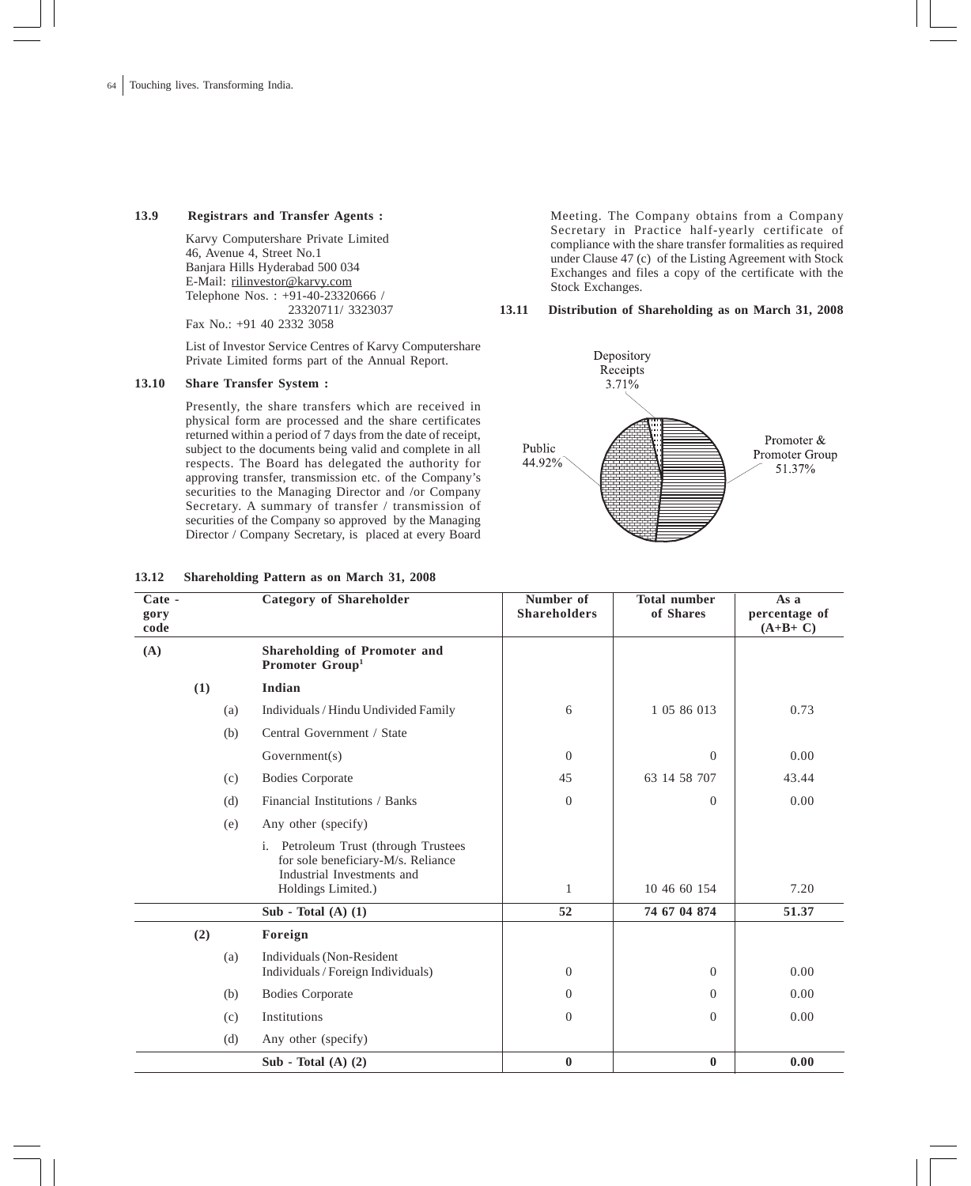### 13.9 Registrars and Transfer Agents :

Karvy Computershare Private Limited
46, Avenue 4, Street No.1
Banjara Hills Hyderabad 500 034
E-Mail: rilinvestor@karvy.com
Telephone Nos. : +91-40-23320666 / 23320711/ 3323037
Fax No.: +91 40 2332 3058

List of Investor Service Centres of Karvy Computershare Private Limited forms part of the Annual Report.

### 13.10 Share Transfer System :

Presently, the share transfers which are received in physical form are processed and the share certificates returned within a period of 7 days from the date of receipt, subject to the documents being valid and complete in all respects. The Board has delegated the authority for approving transfer, transmission etc. of the Company's securities to the Managing Director and /or Company Secretary. A summary of transfer / transmission of securities of the Company so approved by the Managing Director / Company Secretary, is placed at every Board Meeting. The Company obtains from a Company Secretary in Practice half-yearly certificate of compliance with the share transfer formalities as required under Clause 47 (c) of the Listing Agreement with Stock Exchanges and files a copy of the certificate with the Stock Exchanges.

### 13.11 Distribution of Shareholding as on March 31, 2008

- Promoter & Promoter Group: 51.37%
- Public: 44.92%
- Depository Receipts: 3.71%

### 13.12 Shareholding Pattern as on March 31, 2008

| Cate - gory code | | | Category of Shareholder | Number of Shareholders | Total number of Shares | As a percentage of (A+B+ C) |
|---|---|---|---|---|---|---|
| (A) | | | **Shareholding of Promoter and Promoter Group[1]** | | | |
| | (1) | | **Indian** | | | |
| | | (a) | Individuals / Hindu Undivided Family | 6 | 1 05 86 013 | 0.73 |
| | | (b) | Central Government / State Government(s) | 0 | 0 | 0.00 |
| | | (c) | Bodies Corporate | 45 | 63 14 58 707 | 43.44 |
| | | (d) | Financial Institutions / Banks | 0 | 0 | 0.00 |
| | | (e) | Any other (specify) | | | |
| | | | i. Petroleum Trust (through Trustees for sole beneficiary-M/s. Reliance Industrial Investments and Holdings Limited.) | 1 | 10 46 60 154 | 7.20 |
| | | | **Sub - Total (A) (1)** | **52** | **74 67 04 874** | **51.37** |
| | (2) | | **Foreign** | | | |
| | | (a) | Individuals (Non-Resident Individuals / Foreign Individuals) | 0 | 0 | 0.00 |
| | | (b) | Bodies Corporate | 0 | 0 | 0.00 |
| | | (c) | Institutions | 0 | 0 | 0.00 |
| | | (d) | Any other (specify) | | | |
| | | | **Sub - Total (A) (2)** | **0** | **0** | **0.00** |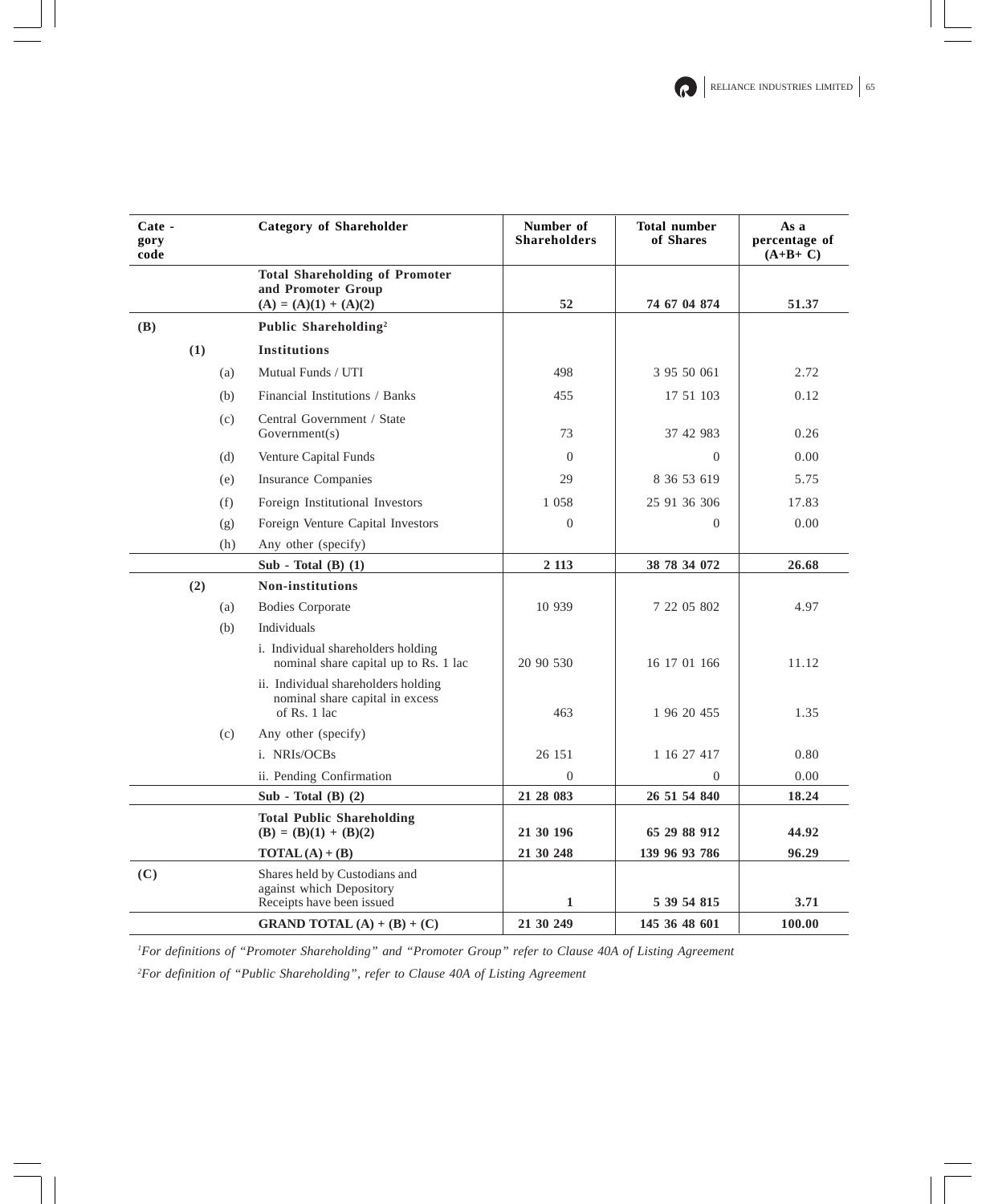| Cate - gory code | | | Category of Shareholder | Number of Shareholders | Total number of Shares | As a percentage of (A+B+ C) |
|---|---|---|---|---|---|---|
| | | | **Total Shareholding of Promoter and Promoter Group (A) = (A)(1) + (A)(2)** | **52** | **74 67 04 874** | **51.37** |
| **(B)** | | | **Public Shareholding[2]** | | | |
| | **(1)** | | **Institutions** | | | |
| | | (a) | Mutual Funds / UTI | 498 | 3 95 50 061 | 2.72 |
| | | (b) | Financial Institutions / Banks | 455 | 17 51 103 | 0.12 |
| | | (c) | Central Government / State Government(s) | 73 | 37 42 983 | 0.26 |
| | | (d) | Venture Capital Funds | 0 | 0 | 0.00 |
| | | (e) | Insurance Companies | 29 | 8 36 53 619 | 5.75 |
| | | (f) | Foreign Institutional Investors | 1 058 | 25 91 36 306 | 17.83 |
| | | (g) | Foreign Venture Capital Investors | 0 | 0 | 0.00 |
| | | (h) | Any other (specify) | | | |
| | | | **Sub - Total (B) (1)** | **2 113** | **38 78 34 072** | **26.68** |
| | **(2)** | | **Non-institutions** | | | |
| | | (a) | Bodies Corporate | 10 939 | 7 22 05 802 | 4.97 |
| | | (b) | Individuals | | | |
| | | | i. Individual shareholders holding nominal share capital up to Rs. 1 lac | 20 90 530 | 16 17 01 166 | 11.12 |
| | | | ii. Individual shareholders holding nominal share capital in excess of Rs. 1 lac | 463 | 1 96 20 455 | 1.35 |
| | | (c) | Any other (specify) | | | |
| | | | i. NRIs/OCBs | 26 151 | 1 16 27 417 | 0.80 |
| | | | ii. Pending Confirmation | 0 | 0 | 0.00 |
| | | | **Sub - Total (B) (2)** | **21 28 083** | **26 51 54 840** | **18.24** |
| | | | **Total Public Shareholding (B) = (B)(1) + (B)(2)** | **21 30 196** | **65 29 88 912** | **44.92** |
| | | | **TOTAL (A) + (B)** | **21 30 248** | **139 96 93 786** | **96.29** |
| **(C)** | | | Shares held by Custodians and against which Depository Receipts have been issued | **1** | **5 39 54 815** | **3.71** |
| | | | **GRAND TOTAL (A) + (B) + (C)** | **21 30 249** | **145 36 48 601** | **100.00** |

[1]*For definitions of "Promoter Shareholding" and "Promoter Group" refer to Clause 40A of Listing Agreement*

[2]*For definition of "Public Shareholding", refer to Clause 40A of Listing Agreement*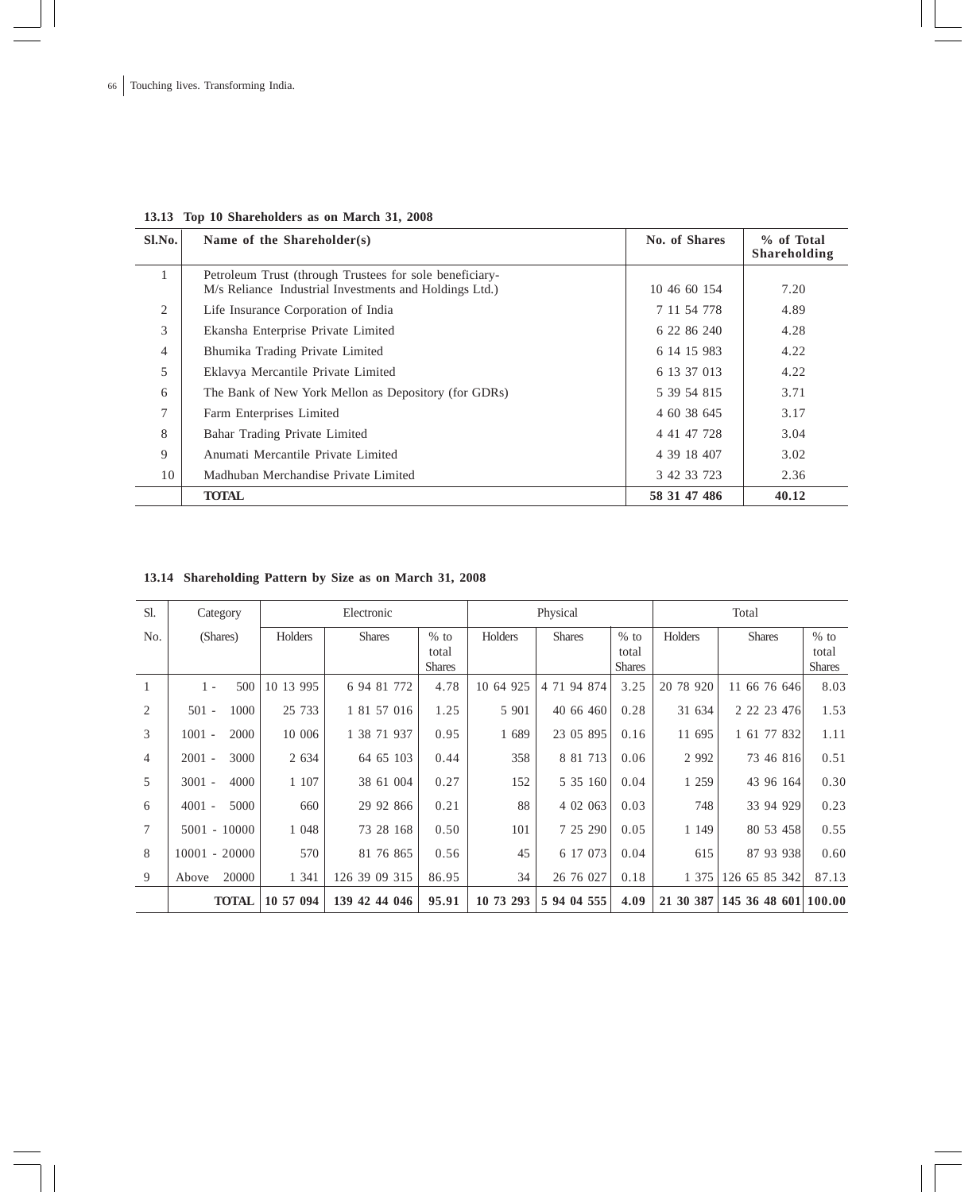### 13.13 Top 10 Shareholders as on March 31, 2008

| Sl.No. | Name of the Shareholder(s) | No. of Shares | % of Total Shareholding |
|---|---|---|---|
| 1 | Petroleum Trust (through Trustees for sole beneficiary-M/s Reliance Industrial Investments and Holdings Ltd.) | 10 46 60 154 | 7.20 |
| 2 | Life Insurance Corporation of India | 7 11 54 778 | 4.89 |
| 3 | Ekansha Enterprise Private Limited | 6 22 86 240 | 4.28 |
| 4 | Bhumika Trading Private Limited | 6 14 15 983 | 4.22 |
| 5 | Eklavya Mercantile Private Limited | 6 13 37 013 | 4.22 |
| 6 | The Bank of New York Mellon as Depository (for GDRs) | 5 39 54 815 | 3.71 |
| 7 | Farm Enterprises Limited | 4 60 38 645 | 3.17 |
| 8 | Bahar Trading Private Limited | 4 41 47 728 | 3.04 |
| 9 | Anumati Mercantile Private Limited | 4 39 18 407 | 3.02 |
| 10 | Madhuban Merchandise Private Limited | 3 42 33 723 | 2.36 |
| | **TOTAL** | **58 31 47 486** | **40.12** |

### 13.14 Shareholding Pattern by Size as on March 31, 2008

| Sl. | Category | Electronic | | | Physical | | | Total | | |
|---|---|---|---|---|---|---|---|---|---|---|
| No. | (Shares) | Holders | Shares | % to total Shares | Holders | Shares | % to total Shares | Holders | Shares | % to total Shares |
| 1 | 1 - 500 | 10 13 995 | 6 94 81 772 | 4.78 | 10 64 925 | 4 71 94 874 | 3.25 | 20 78 920 | 11 66 76 646 | 8.03 |
| 2 | 501 - 1000 | 25 733 | 1 81 57 016 | 1.25 | 5 901 | 40 66 460 | 0.28 | 31 634 | 2 22 23 476 | 1.53 |
| 3 | 1001 - 2000 | 10 006 | 1 38 71 937 | 0.95 | 1 689 | 23 05 895 | 0.16 | 11 695 | 1 61 77 832 | 1.11 |
| 4 | 2001 - 3000 | 2 634 | 64 65 103 | 0.44 | 358 | 8 81 713 | 0.06 | 2 992 | 73 46 816 | 0.51 |
| 5 | 3001 - 4000 | 1 107 | 38 61 004 | 0.27 | 152 | 5 35 160 | 0.04 | 1 259 | 43 96 164 | 0.30 |
| 6 | 4001 - 5000 | 660 | 29 92 866 | 0.21 | 88 | 4 02 063 | 0.03 | 748 | 33 94 929 | 0.23 |
| 7 | 5001 - 10000 | 1 048 | 73 28 168 | 0.50 | 101 | 7 25 290 | 0.05 | 1 149 | 80 53 458 | 0.55 |
| 8 | 10001 - 20000 | 570 | 81 76 865 | 0.56 | 45 | 6 17 073 | 0.04 | 615 | 87 93 938 | 0.60 |
| 9 | Above 20000 | 1 341 | 126 39 09 315 | 86.95 | 34 | 26 76 027 | 0.18 | 1 375 | 126 65 85 342 | 87.13 |
| | **TOTAL** | **10 57 094** | **139 42 44 046** | **95.91** | **10 73 293** | **5 94 04 555** | **4.09** | **21 30 387** | **145 36 48 601** | **100.00** |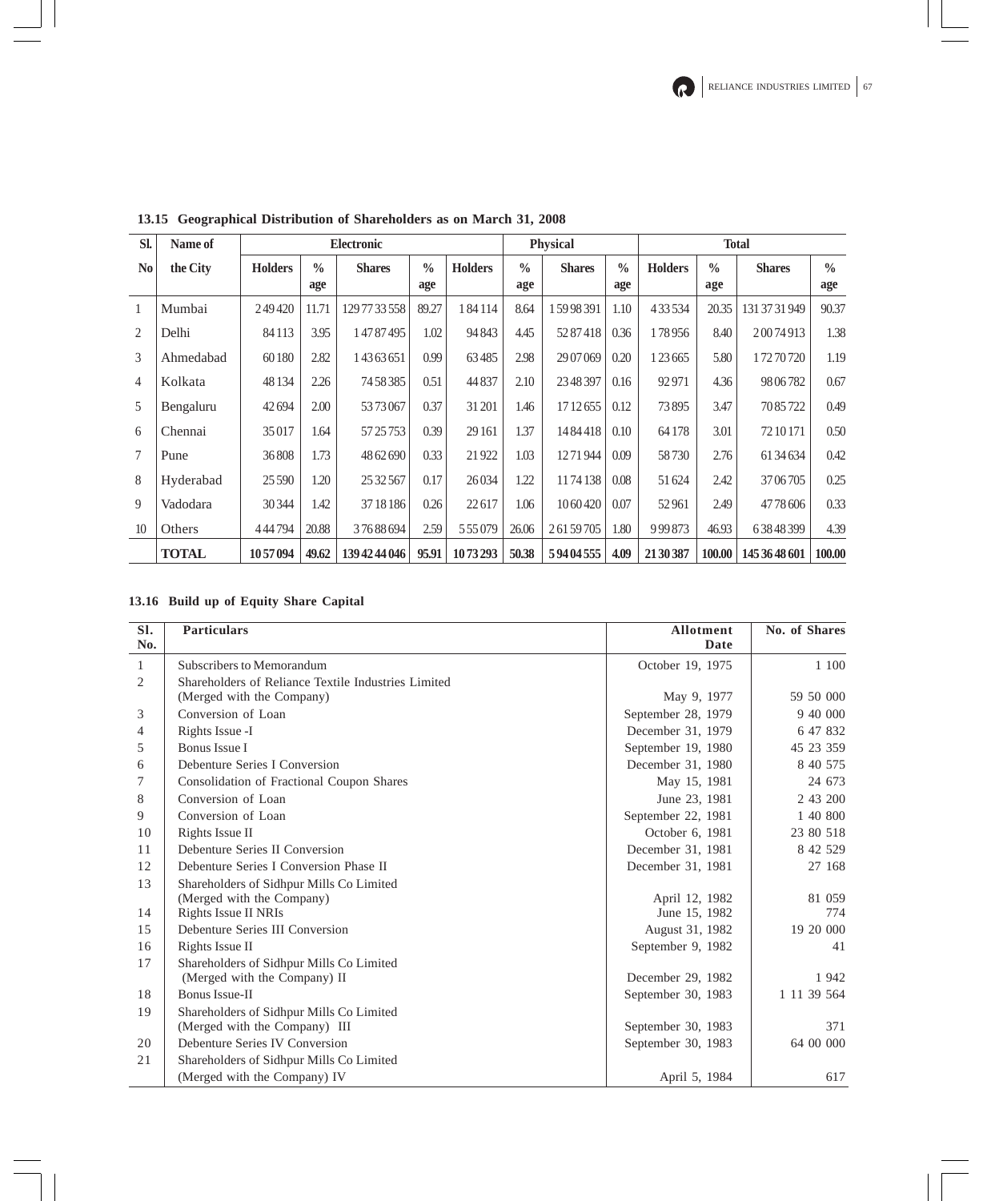### 13.15 Geographical Distribution of Shareholders as on March 31, 2008

| Sl. No | Name of the City | Electronic | | | | Physical | | | | Total | | | |
|---|---|---|---|---|---|---|---|---|---|---|---|---|---|
| | | Holders | % age | Shares | % age | Holders | % age | Shares | % age | Holders | % age | Shares | % age |
| 1 | Mumbai | 2 49 420 | 11.71 | 129 77 33 558 | 89.27 | 1 84 114 | 8.64 | 1 59 98 391 | 1.10 | 4 33 534 | 20.35 | 131 37 31 949 | 90.37 |
| 2 | Delhi | 84 113 | 3.95 | 1 47 87 495 | 1.02 | 94 843 | 4.45 | 52 87 418 | 0.36 | 1 78 956 | 8.40 | 2 00 74 913 | 1.38 |
| 3 | Ahmedabad | 60 180 | 2.82 | 1 43 63 651 | 0.99 | 63 485 | 2.98 | 29 07 069 | 0.20 | 1 23 665 | 5.80 | 1 72 70 720 | 1.19 |
| 4 | Kolkata | 48 134 | 2.26 | 74 58 385 | 0.51 | 44 837 | 2.10 | 23 48 397 | 0.16 | 92 971 | 4.36 | 98 06 782 | 0.67 |
| 5 | Bengaluru | 42 694 | 2.00 | 53 73 067 | 0.37 | 31 201 | 1.46 | 17 12 655 | 0.12 | 73 895 | 3.47 | 70 85 722 | 0.49 |
| 6 | Chennai | 35 017 | 1.64 | 57 25 753 | 0.39 | 29 161 | 1.37 | 14 84 418 | 0.10 | 64 178 | 3.01 | 72 10 171 | 0.50 |
| 7 | Pune | 36 808 | 1.73 | 48 62 690 | 0.33 | 21 922 | 1.03 | 12 71 944 | 0.09 | 58 730 | 2.76 | 61 34 634 | 0.42 |
| 8 | Hyderabad | 25 590 | 1.20 | 25 32 567 | 0.17 | 26 034 | 1.22 | 11 74 138 | 0.08 | 51 624 | 2.42 | 37 06 705 | 0.25 |
| 9 | Vadodara | 30 344 | 1.42 | 37 18 186 | 0.26 | 22 617 | 1.06 | 10 60 420 | 0.07 | 52 961 | 2.49 | 47 78 606 | 0.33 |
| 10 | Others | 4 44 794 | 20.88 | 3 76 88 694 | 2.59 | 5 55 079 | 26.06 | 2 61 59 705 | 1.80 | 9 99 873 | 46.93 | 6 38 48 399 | 4.39 |
| | **TOTAL** | **10 57 094** | **49.62** | **139 42 44 046** | **95.91** | **10 73 293** | **50.38** | **5 94 04 555** | **4.09** | **21 30 387** | **100.00** | **145 36 48 601** | **100.00** |

### 13.16 Build up of Equity Share Capital

| Sl. No. | Particulars | Allotment Date | No. of Shares |
|---|---|---|---|
| 1 | Subscribers to Memorandum | October 19, 1975 | 1 100 |
| 2 | Shareholders of Reliance Textile Industries Limited (Merged with the Company) | May 9, 1977 | 59 50 000 |
| 3 | Conversion of Loan | September 28, 1979 | 9 40 000 |
| 4 | Rights Issue -I | December 31, 1979 | 6 47 832 |
| 5 | Bonus Issue I | September 19, 1980 | 45 23 359 |
| 6 | Debenture Series I Conversion | December 31, 1980 | 8 40 575 |
| 7 | Consolidation of Fractional Coupon Shares | May 15, 1981 | 24 673 |
| 8 | Conversion of Loan | June 23, 1981 | 2 43 200 |
| 9 | Conversion of Loan | September 22, 1981 | 1 40 800 |
| 10 | Rights Issue II | October 6, 1981 | 23 80 518 |
| 11 | Debenture Series II Conversion | December 31, 1981 | 8 42 529 |
| 12 | Debenture Series I Conversion Phase II | December 31, 1981 | 27 168 |
| 13 | Shareholders of Sidhpur Mills Co Limited (Merged with the Company) | April 12, 1982 | 81 059 |
| 14 | Rights Issue II NRIs | June 15, 1982 | 774 |
| 15 | Debenture Series III Conversion | August 31, 1982 | 19 20 000 |
| 16 | Rights Issue II | September 9, 1982 | 41 |
| 17 | Shareholders of Sidhpur Mills Co Limited (Merged with the Company) II | December 29, 1982 | 1 942 |
| 18 | Bonus Issue-II | September 30, 1983 | 1 11 39 564 |
| 19 | Shareholders of Sidhpur Mills Co Limited (Merged with the Company) III | September 30, 1983 | 371 |
| 20 | Debenture Series IV Conversion | September 30, 1983 | 64 00 000 |
| 21 | Shareholders of Sidhpur Mills Co Limited (Merged with the Company) IV | April 5, 1984 | 617 |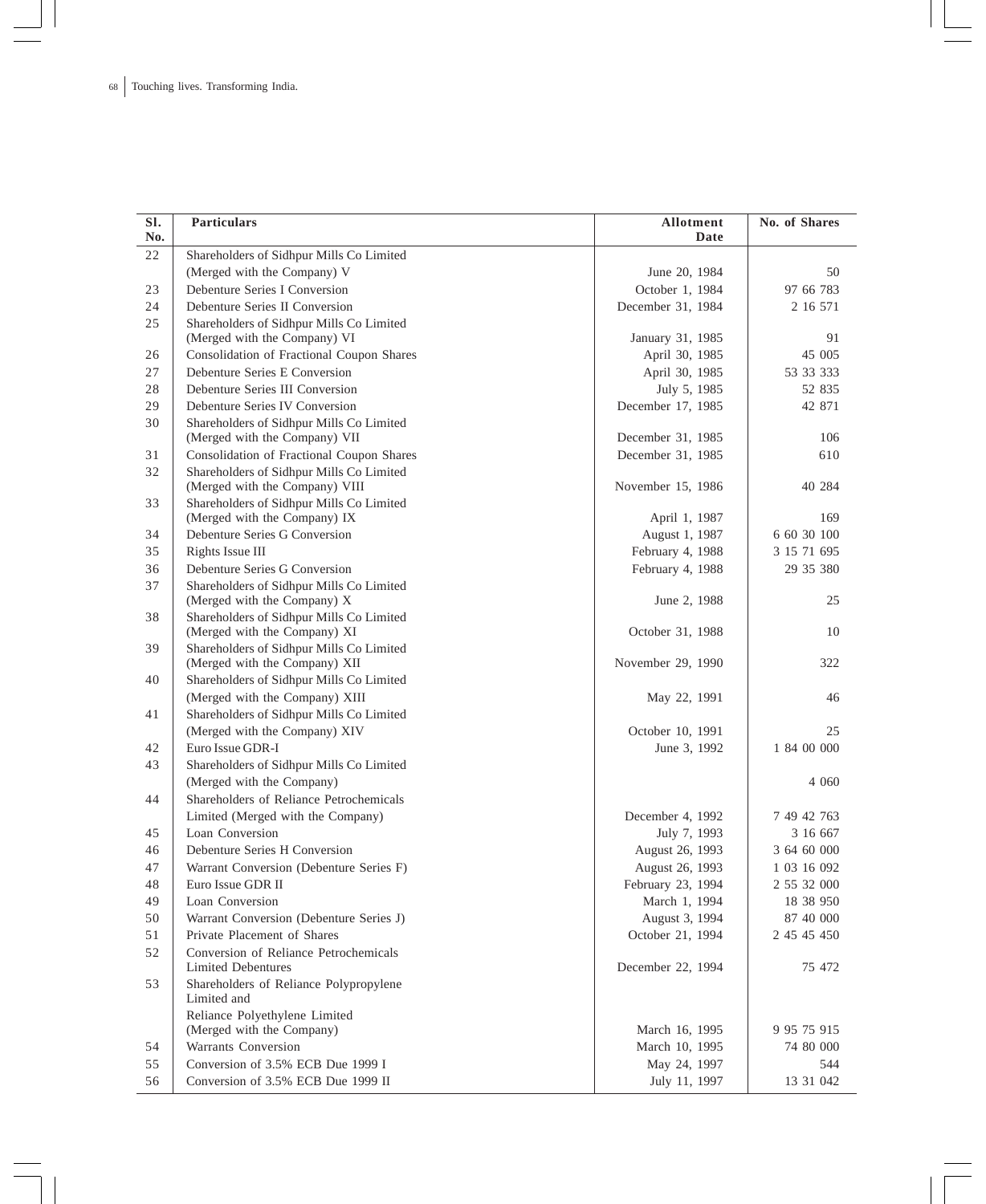| Sl. No. | Particulars | Allotment Date | No. of Shares |
|---|---|---|---|
| 22 | Shareholders of Sidhpur Mills Co Limited (Merged with the Company) V | June 20, 1984 | 50 |
| 23 | Debenture Series I Conversion | October 1, 1984 | 97 66 783 |
| 24 | Debenture Series II Conversion | December 31, 1984 | 2 16 571 |
| 25 | Shareholders of Sidhpur Mills Co Limited (Merged with the Company) VI | January 31, 1985 | 91 |
| 26 | Consolidation of Fractional Coupon Shares | April 30, 1985 | 45 005 |
| 27 | Debenture Series E Conversion | April 30, 1985 | 53 33 333 |
| 28 | Debenture Series III Conversion | July 5, 1985 | 52 835 |
| 29 | Debenture Series IV Conversion | December 17, 1985 | 42 871 |
| 30 | Shareholders of Sidhpur Mills Co Limited (Merged with the Company) VII | December 31, 1985 | 106 |
| 31 | Consolidation of Fractional Coupon Shares | December 31, 1985 | 610 |
| 32 | Shareholders of Sidhpur Mills Co Limited (Merged with the Company) VIII | November 15, 1986 | 40 284 |
| 33 | Shareholders of Sidhpur Mills Co Limited (Merged with the Company) IX | April 1, 1987 | 169 |
| 34 | Debenture Series G Conversion | August 1, 1987 | 6 60 30 100 |
| 35 | Rights Issue III | February 4, 1988 | 3 15 71 695 |
| 36 | Debenture Series G Conversion | February 4, 1988 | 29 35 380 |
| 37 | Shareholders of Sidhpur Mills Co Limited (Merged with the Company) X | June 2, 1988 | 25 |
| 38 | Shareholders of Sidhpur Mills Co Limited (Merged with the Company) XI | October 31, 1988 | 10 |
| 39 | Shareholders of Sidhpur Mills Co Limited (Merged with the Company) XII | November 29, 1990 | 322 |
| 40 | Shareholders of Sidhpur Mills Co Limited (Merged with the Company) XIII | May 22, 1991 | 46 |
| 41 | Shareholders of Sidhpur Mills Co Limited (Merged with the Company) XIV | October 10, 1991 | 25 |
| 42 | Euro Issue GDR-I | June 3, 1992 | 1 84 00 000 |
| 43 | Shareholders of Sidhpur Mills Co Limited (Merged with the Company) | | 4 060 |
| 44 | Shareholders of Reliance Petrochemicals Limited (Merged with the Company) | December 4, 1992 | 7 49 42 763 |
| 45 | Loan Conversion | July 7, 1993 | 3 16 667 |
| 46 | Debenture Series H Conversion | August 26, 1993 | 3 64 60 000 |
| 47 | Warrant Conversion (Debenture Series F) | August 26, 1993 | 1 03 16 092 |
| 48 | Euro Issue GDR II | February 23, 1994 | 2 55 32 000 |
| 49 | Loan Conversion | March 1, 1994 | 18 38 950 |
| 50 | Warrant Conversion (Debenture Series J) | August 3, 1994 | 87 40 000 |
| 51 | Private Placement of Shares | October 21, 1994 | 2 45 45 450 |
| 52 | Conversion of Reliance Petrochemicals Limited Debentures | December 22, 1994 | 75 472 |
| 53 | Shareholders of Reliance Polypropylene Limited and Reliance Polyethylene Limited (Merged with the Company) | March 16, 1995 | 9 95 75 915 |
| 54 | Warrants Conversion | March 10, 1995 | 74 80 000 |
| 55 | Conversion of 3.5% ECB Due 1999 I | May 24, 1997 | 544 |
| 56 | Conversion of 3.5% ECB Due 1999 II | July 11, 1997 | 13 31 042 |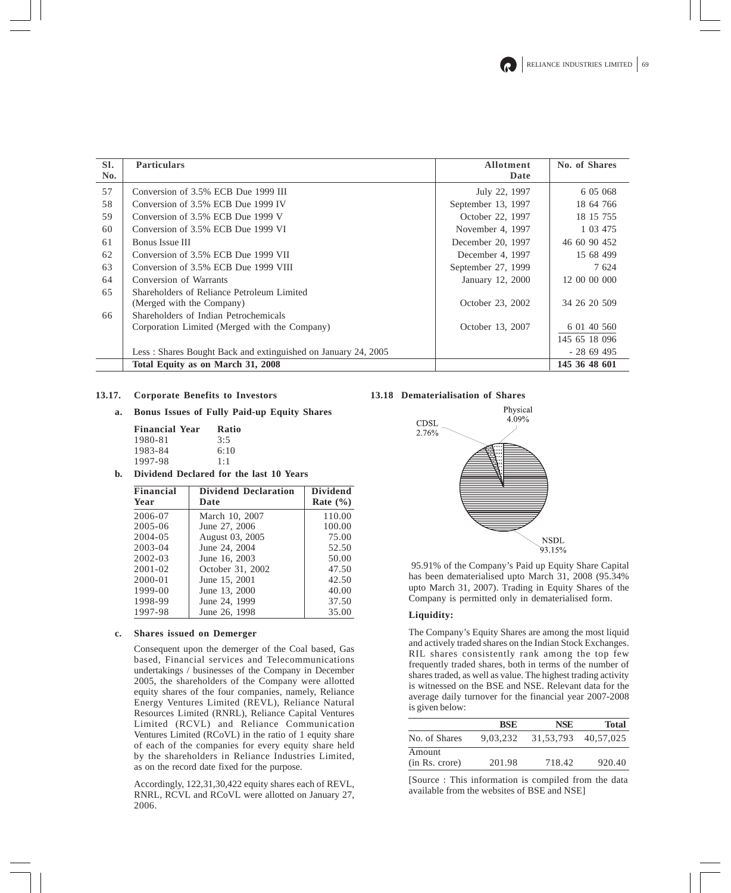| Sl. No. | Particulars | Allotment Date | No. of Shares |
|---|---|---|---|
| 57 | Conversion of 3.5% ECB Due 1999 III | July 22, 1997 | 6 05 068 |
| 58 | Conversion of 3.5% ECB Due 1999 IV | September 13, 1997 | 18 64 766 |
| 59 | Conversion of 3.5% ECB Due 1999 V | October 22, 1997 | 18 15 755 |
| 60 | Conversion of 3.5% ECB Due 1999 VI | November 4, 1997 | 1 03 475 |
| 61 | Bonus Issue III | December 20, 1997 | 46 60 90 452 |
| 62 | Conversion of 3.5% ECB Due 1999 VII | December 4, 1997 | 15 68 499 |
| 63 | Conversion of 3.5% ECB Due 1999 VIII | September 27, 1999 | 7 624 |
| 64 | Conversion of Warrants | January 12, 2000 | 12 00 00 000 |
| 65 | Shareholders of Reliance Petroleum Limited (Merged with the Company) | October 23, 2002 | 34 26 20 509 |
| 66 | Shareholders of Indian Petrochemicals Corporation Limited (Merged with the Company) | October 13, 2007 | 6 01 40 560 |
| | | | 145 65 18 096 |
| | Less : Shares Bought Back and extinguished on January 24, 2005 | | - 28 69 495 |
| | **Total Equity as on March 31, 2008** | | **145 36 48 601** |

## 13.17. Corporate Benefits to Investors

### a. Bonus Issues of Fully Paid-up Equity Shares

| Financial Year | Ratio |
|---|---|
| 1980-81 | 3:5 |
| 1983-84 | 6:10 |
| 1997-98 | 1:1 |

### b. Dividend Declared for the last 10 Years

| Financial Year | Dividend Declaration Date | Dividend Rate (%) |
|---|---|---|
| 2006-07 | March 10, 2007 | 110.00 |
| 2005-06 | June 27, 2006 | 100.00 |
| 2004-05 | August 03, 2005 | 75.00 |
| 2003-04 | June 24, 2004 | 52.50 |
| 2002-03 | June 16, 2003 | 50.00 |
| 2001-02 | October 31, 2002 | 47.50 |
| 2000-01 | June 15, 2001 | 42.50 |
| 1999-00 | June 13, 2000 | 40.00 |
| 1998-99 | June 24, 1999 | 37.50 |
| 1997-98 | June 26, 1998 | 35.00 |

### c. Shares issued on Demerger

Consequent upon the demerger of the Coal based, Gas based, Financial services and Telecommunications undertakings / businesses of the Company in December 2005, the shareholders of the Company were allotted equity shares of the four companies, namely, Reliance Energy Ventures Limited (REVL), Reliance Natural Resources Limited (RNRL), Reliance Capital Ventures Limited (RCVL) and Reliance Communication Ventures Limited (RCoVL) in the ratio of 1 equity share of each of the companies for every equity share held by the shareholders in Reliance Industries Limited, as on the record date fixed for the purpose.

Accordingly, 122,31,30,422 equity shares each of REVL, RNRL, RCVL and RCoVL were allotted on January 27, 2006.

## 13.18 Dematerialisation of Shares

Physical 4.09%
CDSL 2.76%
NSDL 93.15%

95.91% of the Company's Paid up Equity Share Capital has been dematerialised upto March 31, 2008 (95.34% upto March 31, 2007). Trading in Equity Shares of the Company is permitted only in dematerialised form.

### Liquidity:

The Company's Equity Shares are among the most liquid and actively traded shares on the Indian Stock Exchanges. RIL shares consistently rank among the top few frequently traded shares, both in terms of the number of shares traded, as well as value. The highest trading activity is witnessed on the BSE and NSE. Relevant data for the average daily turnover for the financial year 2007-2008 is given below:

| | BSE | NSE | Total |
|---|---|---|---|
| No. of Shares | 9,03,232 | 31,53,793 | 40,57,025 |
| Amount (in Rs. crore) | 201.98 | 718.42 | 920.40 |

[Source : This information is compiled from the data available from the websites of BSE and NSE]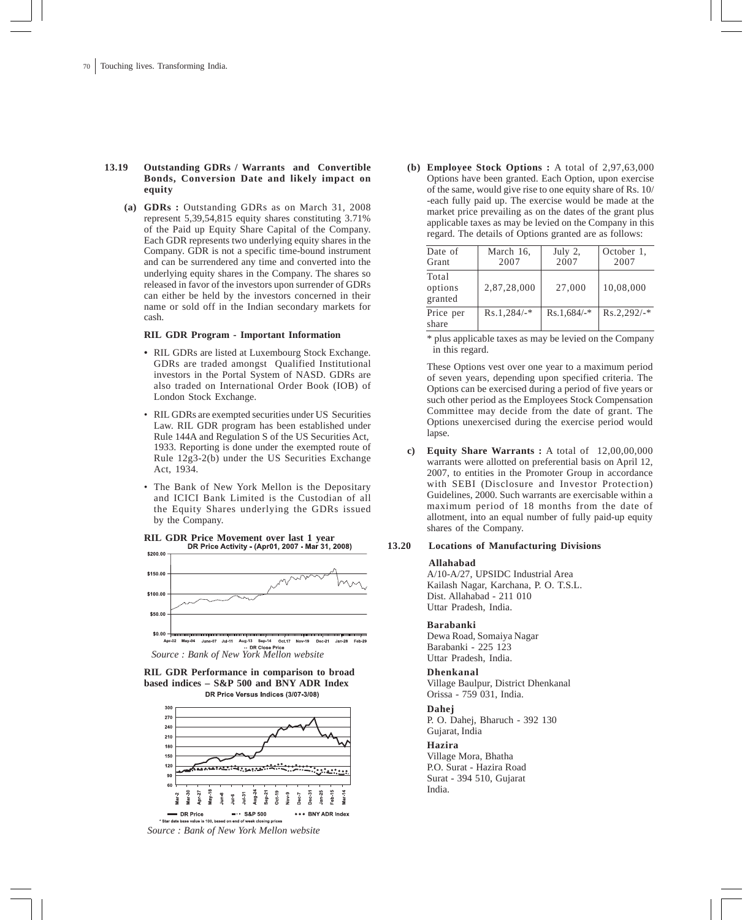### 13.19 Outstanding GDRs / Warrants and Convertible Bonds, Conversion Date and likely impact on equity

**(a) GDRs :** Outstanding GDRs as on March 31, 2008 represent 5,39,54,815 equity shares constituting 3.71% of the Paid up Equity Share Capital of the Company. Each GDR represents two underlying equity shares in the Company. GDR is not a specific time-bound instrument and can be surrendered any time and converted into the underlying equity shares in the Company. The shares so released in favor of the investors upon surrender of GDRs can either be held by the investors concerned in their name or sold off in the Indian secondary markets for cash.

**RIL GDR Program - Important Information**

- RIL GDRs are listed at Luxembourg Stock Exchange. GDRs are traded amongst Qualified Institutional investors in the Portal System of NASD. GDRs are also traded on International Order Book (IOB) of London Stock Exchange.
- RIL GDRs are exempted securities under US Securities Law. RIL GDR program has been established under Rule 144A and Regulation S of the US Securities Act, 1933. Reporting is done under the exempted route of Rule 12g3-2(b) under the US Securities Exchange Act, 1934.
- The Bank of New York Mellon is the Depositary and ICICI Bank Limited is the Custodian of all the Equity Shares underlying the GDRs issued by the Company.

**RIL GDR Price Movement over last 1 year**

DR Price Activity - (Apr01, 2007 - Mar 31, 2008)

*Source : Bank of New York Mellon website*

**RIL GDR Performance in comparison to broad based indices – S&P 500 and BNY ADR Index**

DR Price Versus Indices (3/07-3/08)

*Source : Bank of New York Mellon website*

**(b) Employee Stock Options :** A total of 2,97,63,000 Options have been granted. Each Option, upon exercise of the same, would give rise to one equity share of Rs. 10/ -each fully paid up. The exercise would be made at the market price prevailing as on the dates of the grant plus applicable taxes as may be levied on the Company in this regard. The details of Options granted are as follows:

| Date of Grant | March 16, 2007 | July 2, 2007 | October 1, 2007 |
|---|---|---|---|
| Total options granted | 2,87,28,000 | 27,000 | 10,08,000 |
| Price per share | Rs.1,284/-* | Rs.1,684/-* | Rs.2,292/-* |

\* plus applicable taxes as may be levied on the Company in this regard.

These Options vest over one year to a maximum period of seven years, depending upon specified criteria. The Options can be exercised during a period of five years or such other period as the Employees Stock Compensation Committee may decide from the date of grant. The Options unexercised during the exercise period would lapse.

**c) Equity Share Warrants :** A total of 12,00,00,000 warrants were allotted on preferential basis on April 12, 2007, to entities in the Promoter Group in accordance with SEBI (Disclosure and Investor Protection) Guidelines, 2000. Such warrants are exercisable within a maximum period of 18 months from the date of allotment, into an equal number of fully paid-up equity shares of the Company.

### 13.20 Locations of Manufacturing Divisions

**Allahabad**
A/10-A/27, UPSIDC Industrial Area
Kailash Nagar, Karchana, P. O. T.S.L.
Dist. Allahabad - 211 010
Uttar Pradesh, India.

**Barabanki**
Dewa Road, Somaiya Nagar
Barabanki - 225 123
Uttar Pradesh, India.

**Dhenkanal**
Village Baulpur, District Dhenkanal
Orissa - 759 031, India.

**Dahej**
P. O. Dahej, Bharuch - 392 130
Gujarat, India

**Hazira**
Village Mora, Bhatha
P.O. Surat - Hazira Road
Surat - 394 510, Gujarat
India.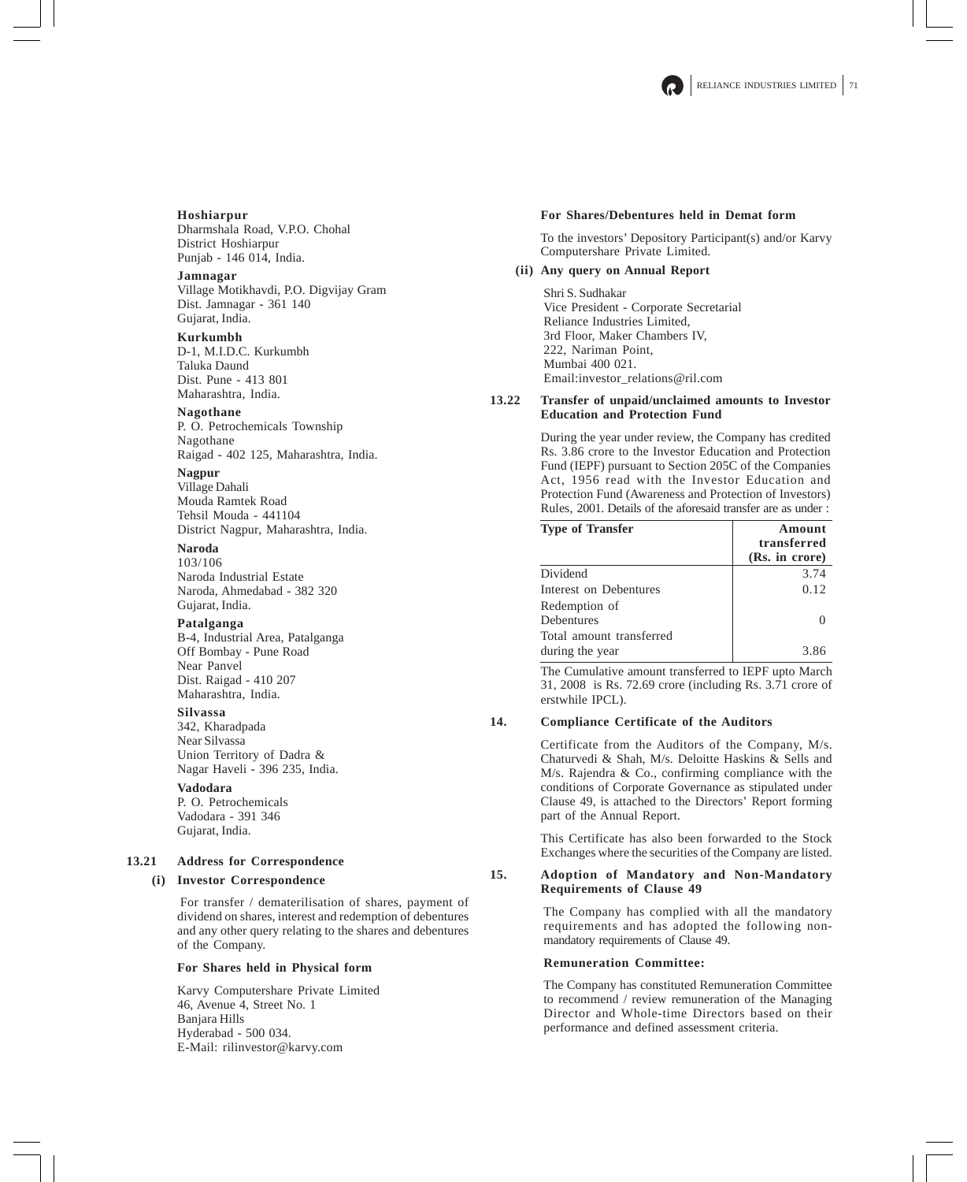**Hoshiarpur**
Dharmshala Road, V.P.O. Chohal
District Hoshiarpur
Punjab - 146 014, India.

**Jamnagar**
Village Motikhavdi, P.O. Digvijay Gram
Dist. Jamnagar - 361 140
Gujarat, India.

**Kurkumbh**
D-1, M.I.D.C. Kurkumbh
Taluka Daund
Dist. Pune - 413 801
Maharashtra, India.

**Nagothane**
P. O. Petrochemicals Township
Nagothane
Raigad - 402 125, Maharashtra, India.

**Nagpur**
Village Dahali
Mouda Ramtek Road
Tehsil Mouda - 441104
District Nagpur, Maharashtra, India.

**Naroda**
103/106
Naroda Industrial Estate
Naroda, Ahmedabad - 382 320
Gujarat, India.

**Patalganga**
B-4, Industrial Area, Patalganga
Off Bombay - Pune Road
Near Panvel
Dist. Raigad - 410 207
Maharashtra, India.

**Silvassa**
342, Kharadpada
Near Silvassa
Union Territory of Dadra &
Nagar Haveli - 396 235, India.

**Vadodara**
P. O. Petrochemicals
Vadodara - 391 346
Gujarat, India.

### 13.21 Address for Correspondence

**(i) Investor Correspondence**

For transfer / dematerilisation of shares, payment of dividend on shares, interest and redemption of debentures and any other query relating to the shares and debentures of the Company.

**For Shares held in Physical form**

Karvy Computershare Private Limited
46, Avenue 4, Street No. 1
Banjara Hills
Hyderabad - 500 034.
E-Mail: rilinvestor@karvy.com

**For Shares/Debentures held in Demat form**

To the investors' Depository Participant(s) and/or Karvy Computershare Private Limited.

**(ii) Any query on Annual Report**

Shri S. Sudhakar
Vice President - Corporate Secretarial
Reliance Industries Limited,
3rd Floor, Maker Chambers IV,
222, Nariman Point,
Mumbai 400 021.
Email:investor_relations@ril.com

### 13.22 Transfer of unpaid/unclaimed amounts to Investor Education and Protection Fund

During the year under review, the Company has credited Rs. 3.86 crore to the Investor Education and Protection Fund (IEPF) pursuant to Section 205C of the Companies Act, 1956 read with the Investor Education and Protection Fund (Awareness and Protection of Investors) Rules, 2001. Details of the aforesaid transfer are as under :

| Type of Transfer | Amount transferred (Rs. in crore) |
|---|---|
| Dividend | 3.74 |
| Interest on Debentures | 0.12 |
| Redemption of Debentures | 0 |
| Total amount transferred during the year | 3.86 |

The Cumulative amount transferred to IEPF upto March 31, 2008 is Rs. 72.69 crore (including Rs. 3.71 crore of erstwhile IPCL).

## 14. Compliance Certificate of the Auditors

Certificate from the Auditors of the Company, M/s. Chaturvedi & Shah, M/s. Deloitte Haskins & Sells and M/s. Rajendra & Co., confirming compliance with the conditions of Corporate Governance as stipulated under Clause 49, is attached to the Directors' Report forming part of the Annual Report.

This Certificate has also been forwarded to the Stock Exchanges where the securities of the Company are listed.

## 15. Adoption of Mandatory and Non-Mandatory Requirements of Clause 49

The Company has complied with all the mandatory requirements and has adopted the following non-mandatory requirements of Clause 49.

**Remuneration Committee:**

The Company has constituted Remuneration Committee to recommend / review remuneration of the Managing Director and Whole-time Directors based on their performance and defined assessment criteria.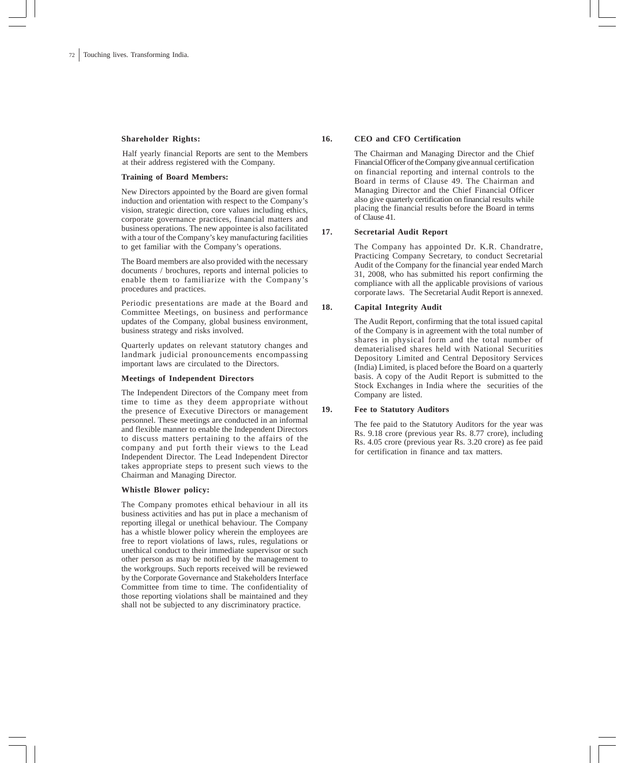**Shareholder Rights:**

Half yearly financial Reports are sent to the Members at their address registered with the Company.

**Training of Board Members:**

New Directors appointed by the Board are given formal induction and orientation with respect to the Company's vision, strategic direction, core values including ethics, corporate governance practices, financial matters and business operations. The new appointee is also facilitated with a tour of the Company's key manufacturing facilities to get familiar with the Company's operations.

The Board members are also provided with the necessary documents / brochures, reports and internal policies to enable them to familiarize with the Company's procedures and practices.

Periodic presentations are made at the Board and Committee Meetings, on business and performance updates of the Company, global business environment, business strategy and risks involved.

Quarterly updates on relevant statutory changes and landmark judicial pronouncements encompassing important laws are circulated to the Directors.

**Meetings of Independent Directors**

The Independent Directors of the Company meet from time to time as they deem appropriate without the presence of Executive Directors or management personnel. These meetings are conducted in an informal and flexible manner to enable the Independent Directors to discuss matters pertaining to the affairs of the company and put forth their views to the Lead Independent Director. The Lead Independent Director takes appropriate steps to present such views to the Chairman and Managing Director.

**Whistle Blower policy:**

The Company promotes ethical behaviour in all its business activities and has put in place a mechanism of reporting illegal or unethical behaviour. The Company has a whistle blower policy wherein the employees are free to report violations of laws, rules, regulations or unethical conduct to their immediate supervisor or such other person as may be notified by the management to the workgroups. Such reports received will be reviewed by the Corporate Governance and Stakeholders Interface Committee from time to time. The confidentiality of those reporting violations shall be maintained and they shall not be subjected to any discriminatory practice.

**16. CEO and CFO Certification**

The Chairman and Managing Director and the Chief Financial Officer of the Company give annual certification on financial reporting and internal controls to the Board in terms of Clause 49. The Chairman and Managing Director and the Chief Financial Officer also give quarterly certification on financial results while placing the financial results before the Board in terms of Clause 41.

**17. Secretarial Audit Report**

The Company has appointed Dr. K.R. Chandratre, Practicing Company Secretary, to conduct Secretarial Audit of the Company for the financial year ended March 31, 2008, who has submitted his report confirming the compliance with all the applicable provisions of various corporate laws. The Secretarial Audit Report is annexed.

**18. Capital Integrity Audit**

The Audit Report, confirming that the total issued capital of the Company is in agreement with the total number of shares in physical form and the total number of dematerialised shares held with National Securities Depository Limited and Central Depository Services (India) Limited, is placed before the Board on a quarterly basis. A copy of the Audit Report is submitted to the Stock Exchanges in India where the securities of the Company are listed.

**19. Fee to Statutory Auditors**

The fee paid to the Statutory Auditors for the year was Rs. 9.18 crore (previous year Rs. 8.77 crore), including Rs. 4.05 crore (previous year Rs. 3.20 crore) as fee paid for certification in finance and tax matters.